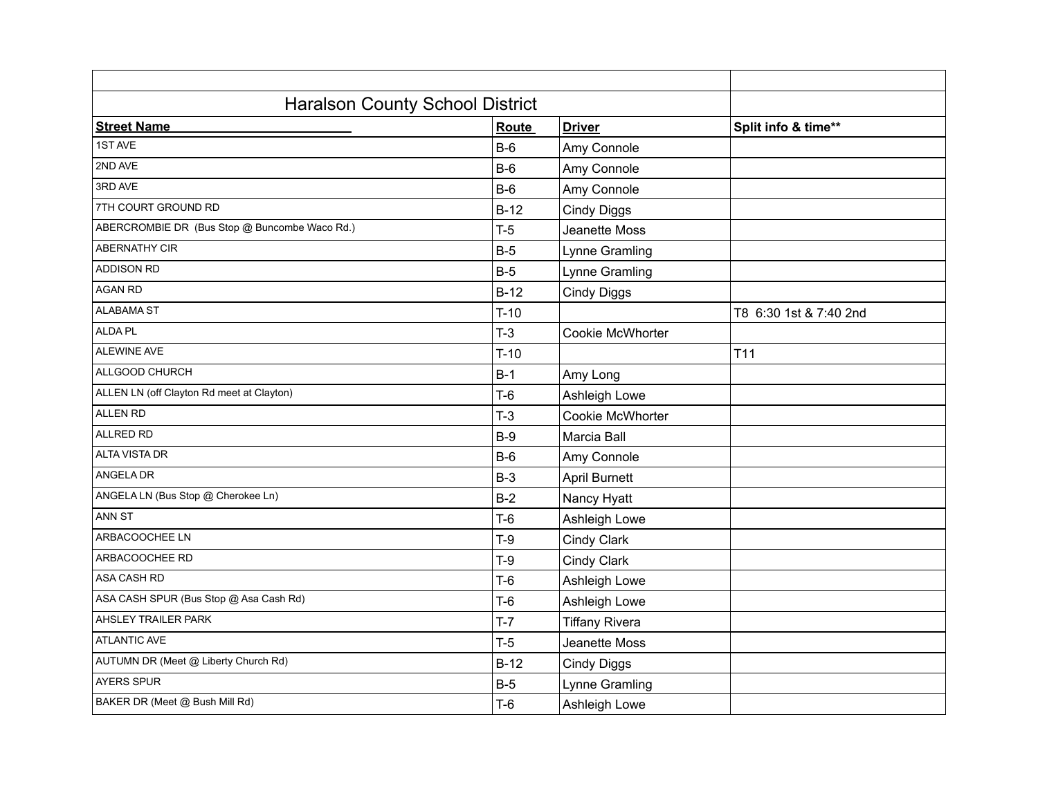| Haralson County School District | | | |
|---|---|---|---|
| **Street Name** | **Route** | **Driver** | **Split info & time**** |
| 1ST AVE | B-6 | Amy Connole | |
| 2ND AVE | B-6 | Amy Connole | |
| 3RD AVE | B-6 | Amy Connole | |
| 7TH COURT GROUND RD | B-12 | Cindy Diggs | |
| ABERCROMBIE DR (Bus Stop @ Buncombe Waco Rd.) | T-5 | Jeanette Moss | |
| ABERNATHY CIR | B-5 | Lynne Gramling | |
| ADDISON RD | B-5 | Lynne Gramling | |
| AGAN RD | B-12 | Cindy Diggs | |
| ALABAMA ST | T-10 | | T8 6:30 1st & 7:40 2nd |
| ALDA PL | T-3 | Cookie McWhorter | |
| ALEWINE AVE | T-10 | | T11 |
| ALLGOOD CHURCH | B-1 | Amy Long | |
| ALLEN LN (off Clayton Rd meet at Clayton) | T-6 | Ashleigh Lowe | |
| ALLEN RD | T-3 | Cookie McWhorter | |
| ALLRED RD | B-9 | Marcia Ball | |
| ALTA VISTA DR | B-6 | Amy Connole | |
| ANGELA DR | B-3 | April Burnett | |
| ANGELA LN (Bus Stop @ Cherokee Ln) | B-2 | Nancy Hyatt | |
| ANN ST | T-6 | Ashleigh Lowe | |
| ARBACOOCHEE LN | T-9 | Cindy Clark | |
| ARBACOOCHEE RD | T-9 | Cindy Clark | |
| ASA CASH RD | T-6 | Ashleigh Lowe | |
| ASA CASH SPUR (Bus Stop @ Asa Cash Rd) | T-6 | Ashleigh Lowe | |
| AHSLEY TRAILER PARK | T-7 | Tiffany Rivera | |
| ATLANTIC AVE | T-5 | Jeanette Moss | |
| AUTUMN DR (Meet @ Liberty Church Rd) | B-12 | Cindy Diggs | |
| AYERS SPUR | B-5 | Lynne Gramling | |
| BAKER DR (Meet @ Bush Mill Rd) | T-6 | Ashleigh Lowe | |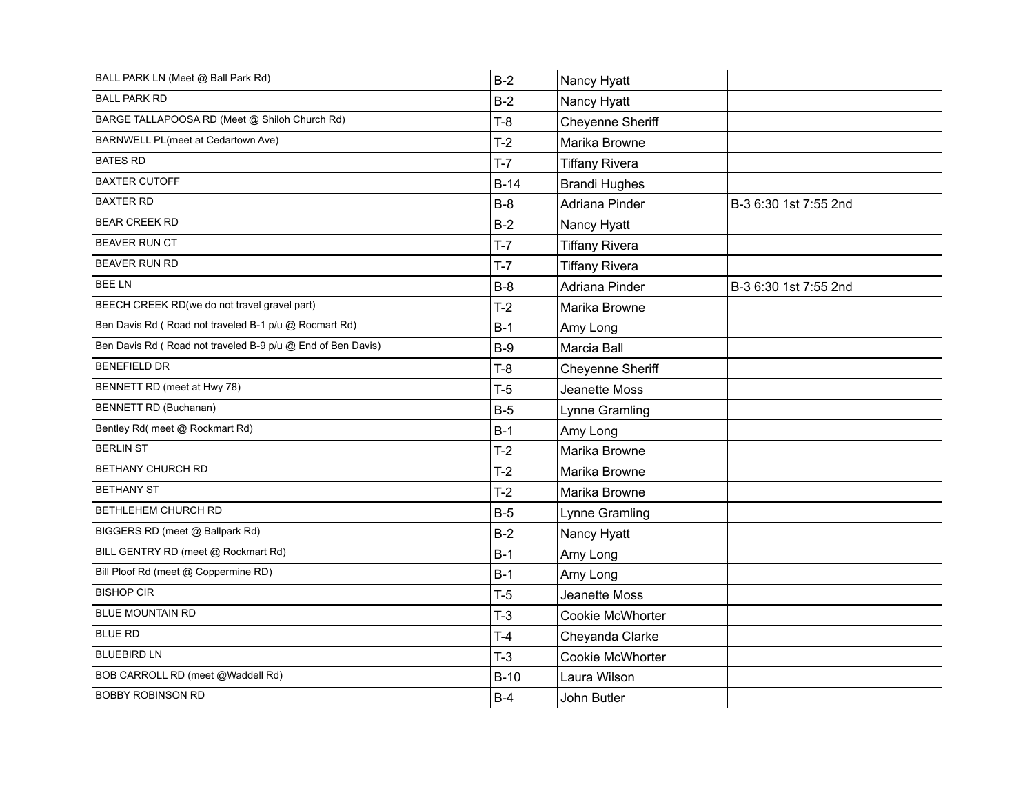| BALL PARK LN (Meet @ Ball Park Rd) | B-2 | Nancy Hyatt | |
|---|---|---|---|
| BALL PARK RD | B-2 | Nancy Hyatt | |
| BARGE TALLAPOOSA RD (Meet @ Shiloh Church Rd) | T-8 | Cheyenne Sheriff | |
| BARNWELL PL(meet at Cedartown Ave) | T-2 | Marika Browne | |
| BATES RD | T-7 | Tiffany Rivera | |
| BAXTER CUTOFF | B-14 | Brandi Hughes | |
| BAXTER RD | B-8 | Adriana Pinder | B-3 6:30 1st 7:55 2nd |
| BEAR CREEK RD | B-2 | Nancy Hyatt | |
| BEAVER RUN CT | T-7 | Tiffany Rivera | |
| BEAVER RUN RD | T-7 | Tiffany Rivera | |
| BEE LN | B-8 | Adriana Pinder | B-3 6:30 1st 7:55 2nd |
| BEECH CREEK RD(we do not travel gravel part) | T-2 | Marika Browne | |
| Ben Davis Rd ( Road not traveled B-1 p/u @ Rocmart Rd) | B-1 | Amy Long | |
| Ben Davis Rd ( Road not traveled B-9 p/u @ End of Ben Davis) | B-9 | Marcia Ball | |
| BENEFIELD DR | T-8 | Cheyenne Sheriff | |
| BENNETT RD (meet at Hwy 78) | T-5 | Jeanette Moss | |
| BENNETT RD (Buchanan) | B-5 | Lynne Gramling | |
| Bentley Rd( meet @ Rockmart Rd) | B-1 | Amy Long | |
| BERLIN ST | T-2 | Marika Browne | |
| BETHANY CHURCH RD | T-2 | Marika Browne | |
| BETHANY ST | T-2 | Marika Browne | |
| BETHLEHEM CHURCH RD | B-5 | Lynne Gramling | |
| BIGGERS RD (meet @ Ballpark Rd) | B-2 | Nancy Hyatt | |
| BILL GENTRY RD (meet @ Rockmart Rd) | B-1 | Amy Long | |
| Bill Ploof Rd (meet @ Coppermine RD) | B-1 | Amy Long | |
| BISHOP CIR | T-5 | Jeanette Moss | |
| BLUE MOUNTAIN RD | T-3 | Cookie McWhorter | |
| BLUE RD | T-4 | Cheyanda Clarke | |
| BLUEBIRD LN | T-3 | Cookie McWhorter | |
| BOB CARROLL RD (meet @Waddell Rd) | B-10 | Laura Wilson | |
| BOBBY ROBINSON RD | B-4 | John Butler | |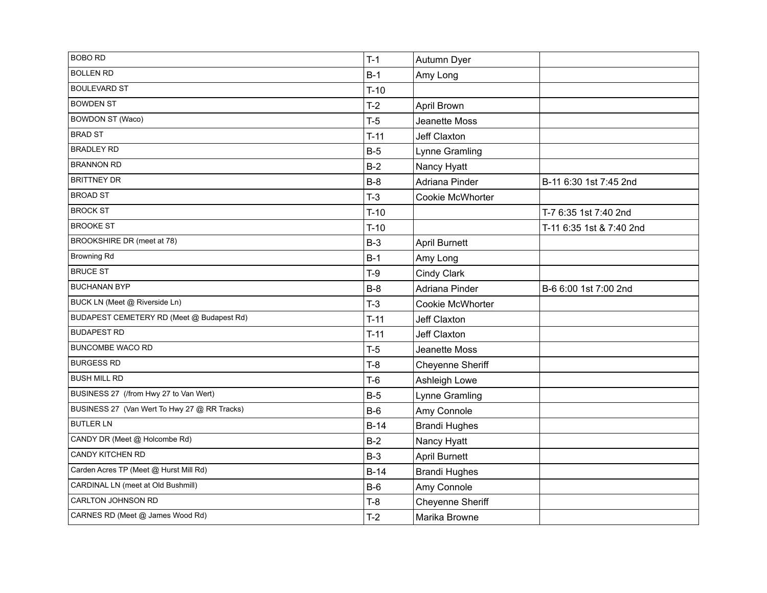| | | | |
|---|---|---|---|
| BOBO RD | T-1 | Autumn Dyer | |
| BOLLEN RD | B-1 | Amy Long | |
| BOULEVARD ST | T-10 | | |
| BOWDEN ST | T-2 | April Brown | |
| BOWDON ST (Waco) | T-5 | Jeanette Moss | |
| BRAD ST | T-11 | Jeff Claxton | |
| BRADLEY RD | B-5 | Lynne Gramling | |
| BRANNON RD | B-2 | Nancy Hyatt | |
| BRITTNEY DR | B-8 | Adriana Pinder | B-11 6:30 1st 7:45 2nd |
| BROAD ST | T-3 | Cookie McWhorter | |
| BROCK ST | T-10 | | T-7 6:35 1st 7:40 2nd |
| BROOKE ST | T-10 | | T-11 6:35 1st & 7:40 2nd |
| BROOKSHIRE DR (meet at 78) | B-3 | April Burnett | |
| Browning Rd | B-1 | Amy Long | |
| BRUCE ST | T-9 | Cindy Clark | |
| BUCHANAN BYP | B-8 | Adriana Pinder | B-6 6:00 1st 7:00 2nd |
| BUCK LN (Meet @ Riverside Ln) | T-3 | Cookie McWhorter | |
| BUDAPEST CEMETERY RD (Meet @ Budapest Rd) | T-11 | Jeff Claxton | |
| BUDAPEST RD | T-11 | Jeff Claxton | |
| BUNCOMBE WACO RD | T-5 | Jeanette Moss | |
| BURGESS RD | T-8 | Cheyenne Sheriff | |
| BUSH MILL RD | T-6 | Ashleigh Lowe | |
| BUSINESS 27 (/from Hwy 27 to Van Wert) | B-5 | Lynne Gramling | |
| BUSINESS 27 (Van Wert To Hwy 27 @ RR Tracks) | B-6 | Amy Connole | |
| BUTLER LN | B-14 | Brandi Hughes | |
| CANDY DR (Meet @ Holcombe Rd) | B-2 | Nancy Hyatt | |
| CANDY KITCHEN RD | B-3 | April Burnett | |
| Carden Acres TP (Meet @ Hurst Mill Rd) | B-14 | Brandi Hughes | |
| CARDINAL LN (meet at Old Bushmill) | B-6 | Amy Connole | |
| CARLTON JOHNSON RD | T-8 | Cheyenne Sheriff | |
| CARNES RD (Meet @ James Wood Rd) | T-2 | Marika Browne | |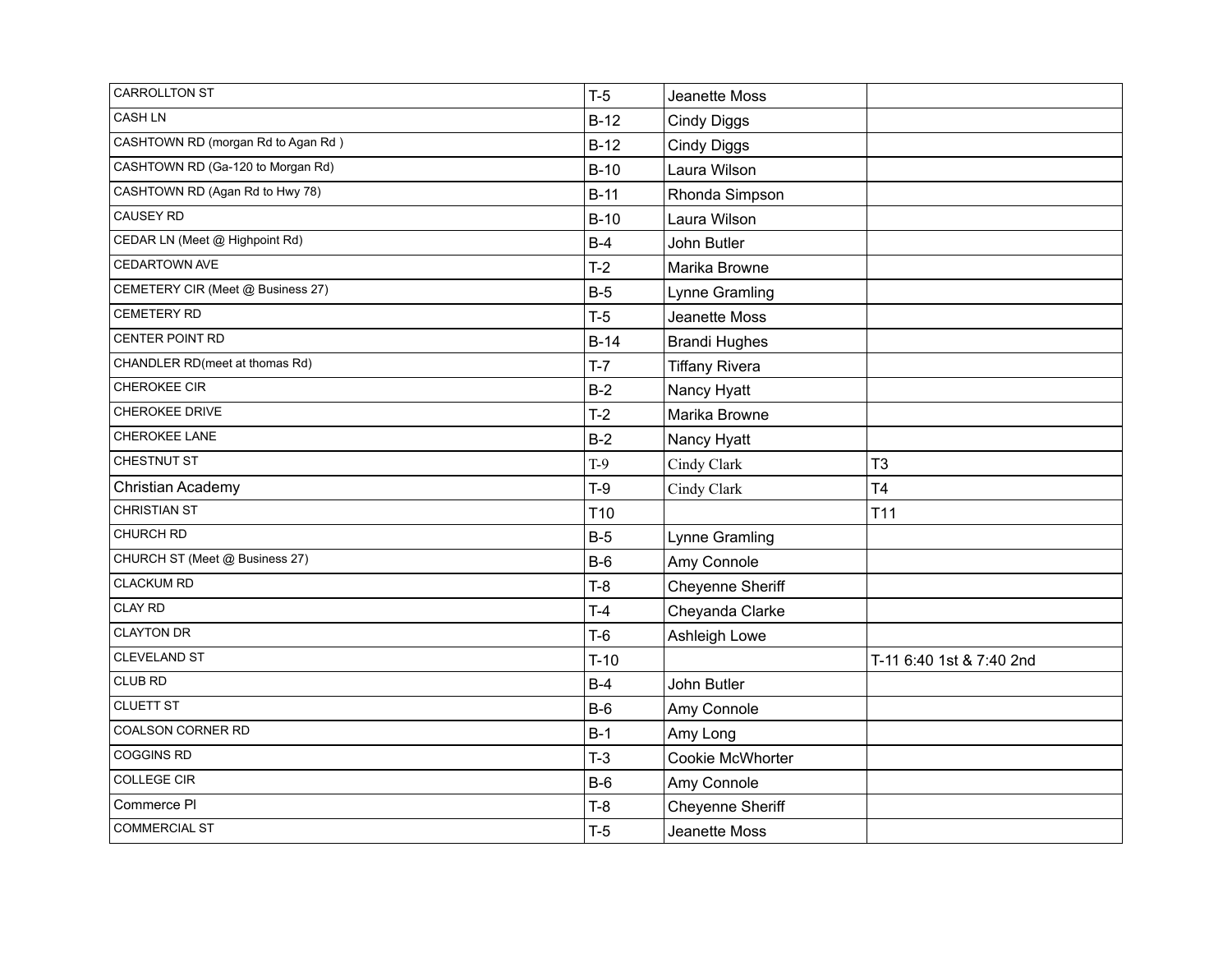| CARROLLTON ST | T-5 | Jeanette Moss | |
|---|---|---|---|
| CASH LN | B-12 | Cindy Diggs | |
| CASHTOWN RD (morgan Rd to Agan Rd ) | B-12 | Cindy Diggs | |
| CASHTOWN RD (Ga-120 to Morgan Rd) | B-10 | Laura Wilson | |
| CASHTOWN RD (Agan Rd to Hwy 78) | B-11 | Rhonda Simpson | |
| CAUSEY RD | B-10 | Laura Wilson | |
| CEDAR LN (Meet @ Highpoint Rd) | B-4 | John Butler | |
| CEDARTOWN AVE | T-2 | Marika Browne | |
| CEMETERY CIR (Meet @ Business 27) | B-5 | Lynne Gramling | |
| CEMETERY RD | T-5 | Jeanette Moss | |
| CENTER POINT RD | B-14 | Brandi Hughes | |
| CHANDLER RD(meet at thomas Rd) | T-7 | Tiffany Rivera | |
| CHEROKEE CIR | B-2 | Nancy Hyatt | |
| CHEROKEE DRIVE | T-2 | Marika Browne | |
| CHEROKEE LANE | B-2 | Nancy Hyatt | |
| CHESTNUT ST | T-9 | Cindy Clark | T3 |
| Christian Academy | T-9 | Cindy Clark | T4 |
| CHRISTIAN ST | T10 | | T11 |
| CHURCH RD | B-5 | Lynne Gramling | |
| CHURCH ST (Meet @ Business 27) | B-6 | Amy Connole | |
| CLACKUM RD | T-8 | Cheyenne Sheriff | |
| CLAY RD | T-4 | Cheyanda Clarke | |
| CLAYTON DR | T-6 | Ashleigh Lowe | |
| CLEVELAND ST | T-10 | | T-11 6:40 1st & 7:40 2nd |
| CLUB RD | B-4 | John Butler | |
| CLUETT ST | B-6 | Amy Connole | |
| COALSON CORNER RD | B-1 | Amy Long | |
| COGGINS RD | T-3 | Cookie McWhorter | |
| COLLEGE CIR | B-6 | Amy Connole | |
| Commerce Pl | T-8 | Cheyenne Sheriff | |
| COMMERCIAL ST | T-5 | Jeanette Moss | |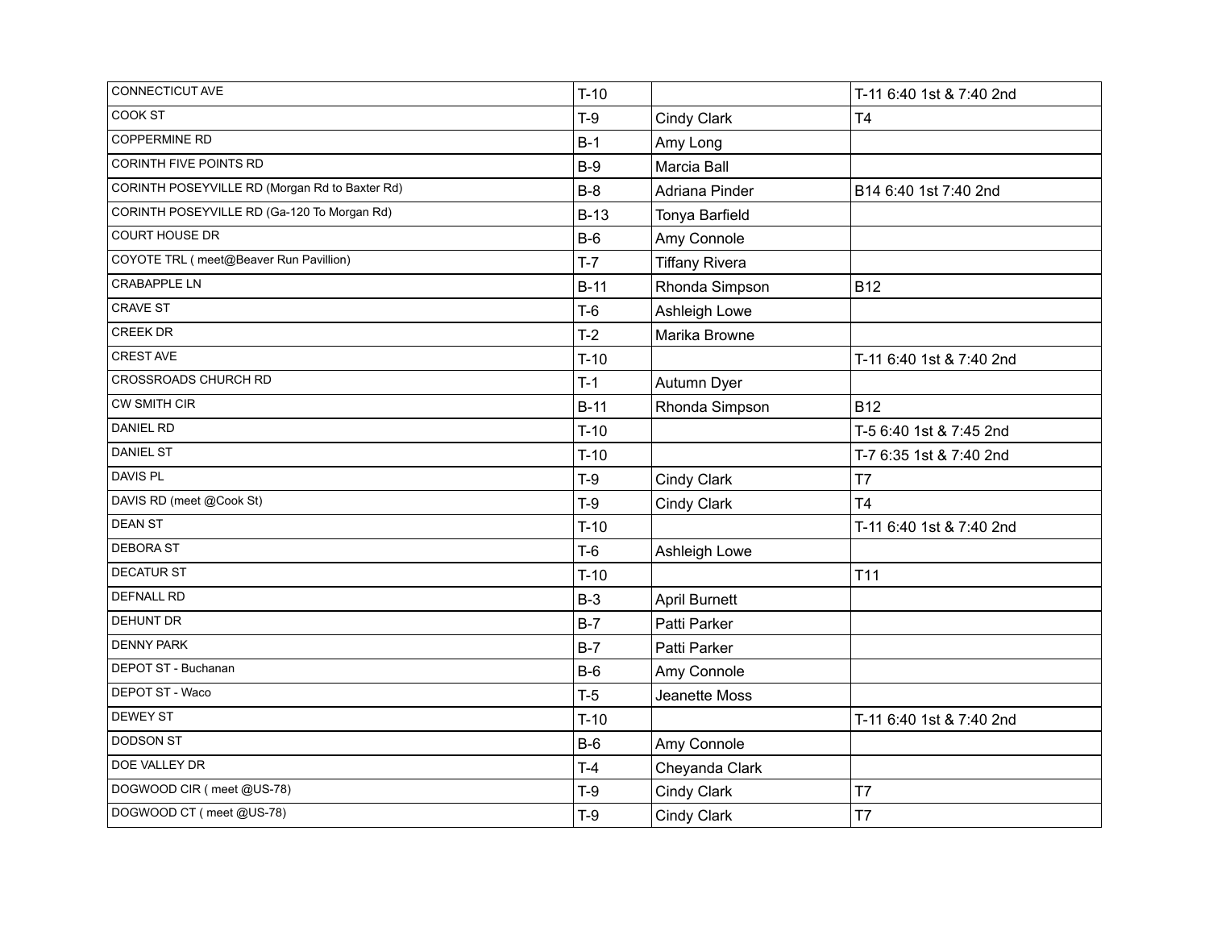| | | | |
|---|---|---|---|
| CONNECTICUT AVE | T-10 | | T-11 6:40 1st & 7:40 2nd |
| COOK ST | T-9 | Cindy Clark | T4 |
| COPPERMINE RD | B-1 | Amy Long | |
| CORINTH FIVE POINTS RD | B-9 | Marcia Ball | |
| CORINTH POSEYVILLE RD (Morgan Rd to Baxter Rd) | B-8 | Adriana Pinder | B14 6:40 1st 7:40 2nd |
| CORINTH POSEYVILLE RD (Ga-120 To Morgan Rd) | B-13 | Tonya Barfield | |
| COURT HOUSE DR | B-6 | Amy Connole | |
| COYOTE TRL ( meet@Beaver Run Pavillion) | T-7 | Tiffany Rivera | |
| CRABAPPLE LN | B-11 | Rhonda Simpson | B12 |
| CRAVE ST | T-6 | Ashleigh Lowe | |
| CREEK DR | T-2 | Marika Browne | |
| CREST AVE | T-10 | | T-11 6:40 1st & 7:40 2nd |
| CROSSROADS CHURCH RD | T-1 | Autumn Dyer | |
| CW SMITH CIR | B-11 | Rhonda Simpson | B12 |
| DANIEL RD | T-10 | | T-5 6:40 1st & 7:45 2nd |
| DANIEL ST | T-10 | | T-7 6:35 1st & 7:40 2nd |
| DAVIS PL | T-9 | Cindy Clark | T7 |
| DAVIS RD (meet @Cook St) | T-9 | Cindy Clark | T4 |
| DEAN ST | T-10 | | T-11 6:40 1st & 7:40 2nd |
| DEBORA ST | T-6 | Ashleigh Lowe | |
| DECATUR ST | T-10 | | T11 |
| DEFNALL RD | B-3 | April Burnett | |
| DEHUNT DR | B-7 | Patti Parker | |
| DENNY PARK | B-7 | Patti Parker | |
| DEPOT ST - Buchanan | B-6 | Amy Connole | |
| DEPOT ST - Waco | T-5 | Jeanette Moss | |
| DEWEY ST | T-10 | | T-11 6:40 1st & 7:40 2nd |
| DODSON ST | B-6 | Amy Connole | |
| DOE VALLEY DR | T-4 | Cheyanda Clark | |
| DOGWOOD CIR ( meet @US-78) | T-9 | Cindy Clark | T7 |
| DOGWOOD CT ( meet @US-78) | T-9 | Cindy Clark | T7 |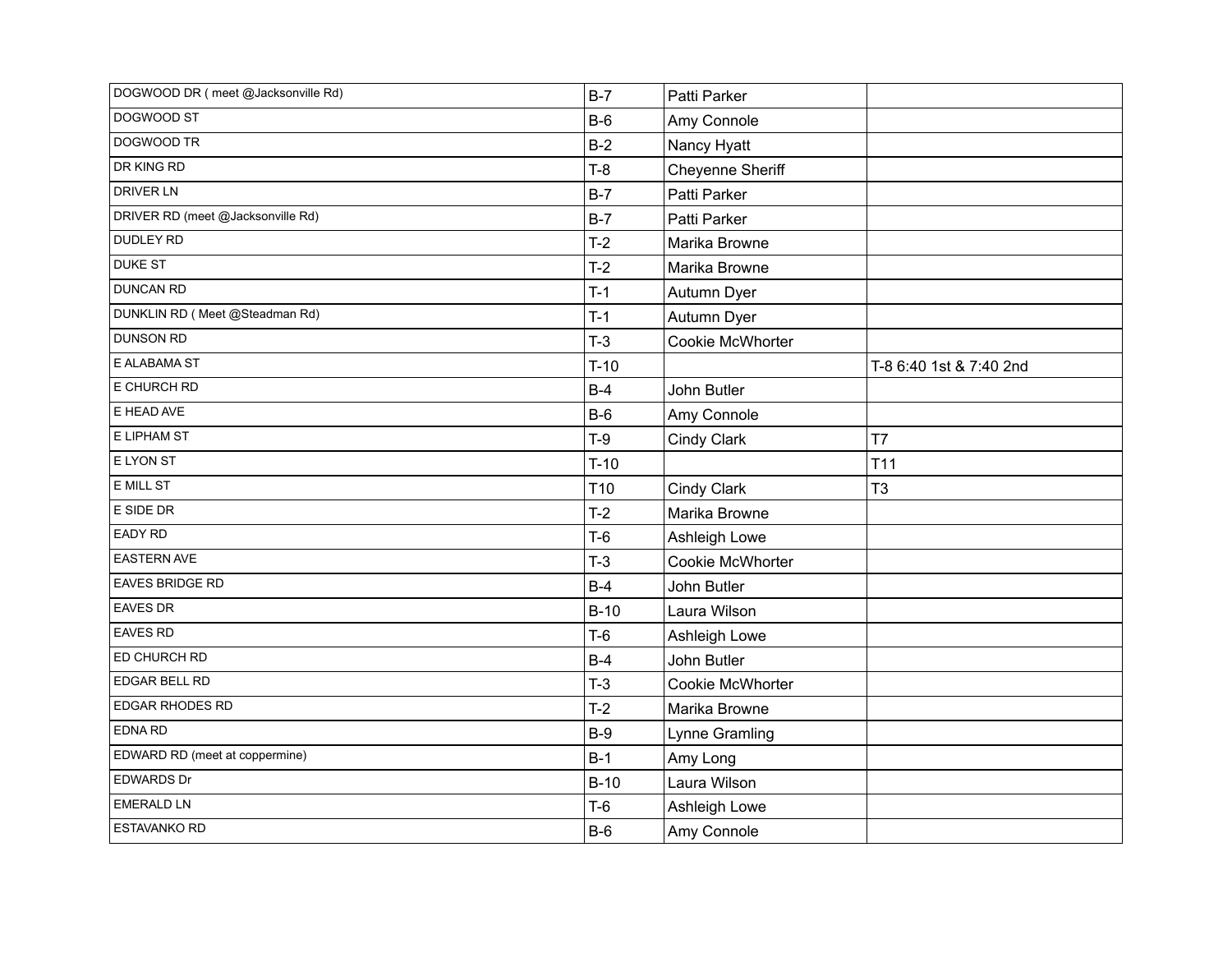| | | | |
|---|---|---|---|
| DOGWOOD DR ( meet @Jacksonville Rd) | B-7 | Patti Parker | |
| DOGWOOD ST | B-6 | Amy Connole | |
| DOGWOOD TR | B-2 | Nancy Hyatt | |
| DR KING RD | T-8 | Cheyenne Sheriff | |
| DRIVER LN | B-7 | Patti Parker | |
| DRIVER RD (meet @Jacksonville Rd) | B-7 | Patti Parker | |
| DUDLEY RD | T-2 | Marika Browne | |
| DUKE ST | T-2 | Marika Browne | |
| DUNCAN RD | T-1 | Autumn Dyer | |
| DUNKLIN RD ( Meet @Steadman Rd) | T-1 | Autumn Dyer | |
| DUNSON RD | T-3 | Cookie McWhorter | |
| E ALABAMA ST | T-10 | | T-8 6:40 1st & 7:40 2nd |
| E CHURCH RD | B-4 | John Butler | |
| E HEAD AVE | B-6 | Amy Connole | |
| E LIPHAM ST | T-9 | Cindy Clark | T7 |
| E LYON ST | T-10 | | T11 |
| E MILL ST | T10 | Cindy Clark | T3 |
| E SIDE DR | T-2 | Marika Browne | |
| EADY RD | T-6 | Ashleigh Lowe | |
| EASTERN AVE | T-3 | Cookie McWhorter | |
| EAVES BRIDGE RD | B-4 | John Butler | |
| EAVES DR | B-10 | Laura Wilson | |
| EAVES RD | T-6 | Ashleigh Lowe | |
| ED CHURCH RD | B-4 | John Butler | |
| EDGAR BELL RD | T-3 | Cookie McWhorter | |
| EDGAR RHODES RD | T-2 | Marika Browne | |
| EDNA RD | B-9 | Lynne Gramling | |
| EDWARD RD (meet at coppermine) | B-1 | Amy Long | |
| EDWARDS Dr | B-10 | Laura Wilson | |
| EMERALD LN | T-6 | Ashleigh Lowe | |
| ESTAVANKO RD | B-6 | Amy Connole | |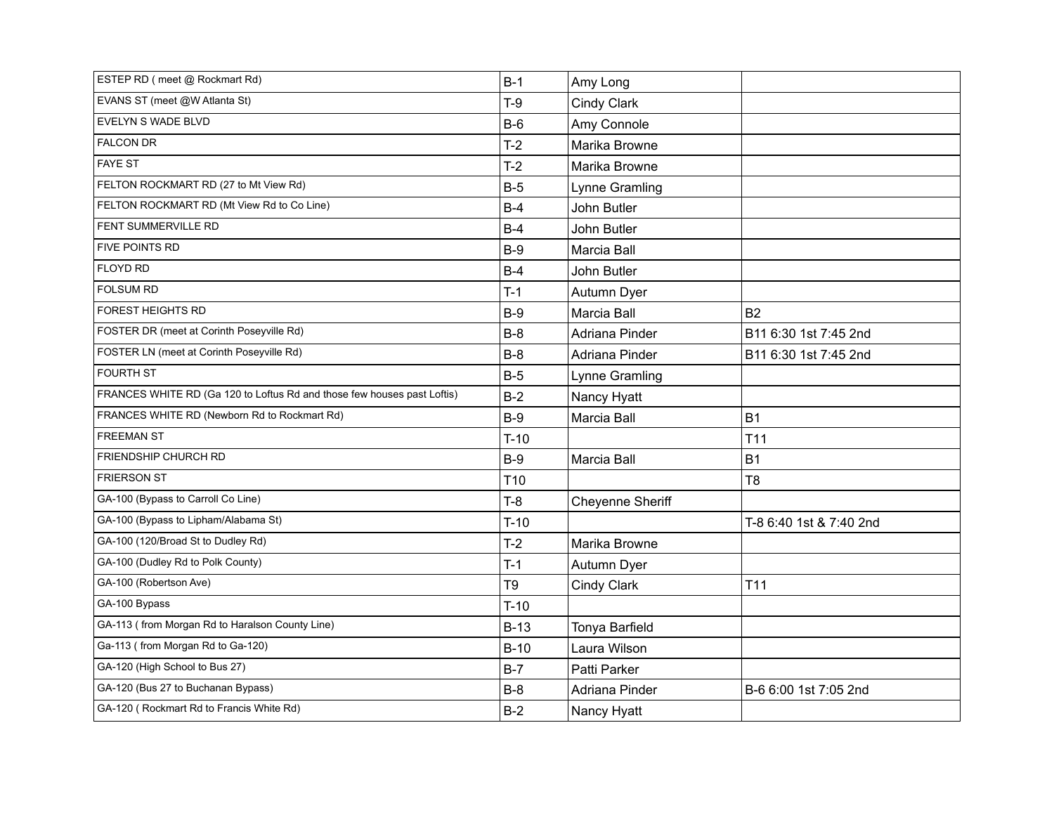| | | | |
|---|---|---|---|
| ESTEP RD ( meet @ Rockmart Rd) | B-1 | Amy Long | |
| EVANS ST (meet @W Atlanta St) | T-9 | Cindy Clark | |
| EVELYN S WADE BLVD | B-6 | Amy Connole | |
| FALCON DR | T-2 | Marika Browne | |
| FAYE ST | T-2 | Marika Browne | |
| FELTON ROCKMART RD (27 to Mt View Rd) | B-5 | Lynne Gramling | |
| FELTON ROCKMART RD (Mt View Rd to Co Line) | B-4 | John Butler | |
| FENT SUMMERVILLE RD | B-4 | John Butler | |
| FIVE POINTS RD | B-9 | Marcia Ball | |
| FLOYD RD | B-4 | John Butler | |
| FOLSUM RD | T-1 | Autumn Dyer | |
| FOREST HEIGHTS RD | B-9 | Marcia Ball | B2 |
| FOSTER DR (meet at Corinth Poseyville Rd) | B-8 | Adriana Pinder | B11 6:30 1st 7:45 2nd |
| FOSTER LN (meet at Corinth Poseyville Rd) | B-8 | Adriana Pinder | B11 6:30 1st 7:45 2nd |
| FOURTH ST | B-5 | Lynne Gramling | |
| FRANCES WHITE RD (Ga 120 to Loftus Rd and those few houses past Loftis) | B-2 | Nancy Hyatt | |
| FRANCES WHITE RD (Newborn Rd to Rockmart Rd) | B-9 | Marcia Ball | B1 |
| FREEMAN ST | T-10 | | T11 |
| FRIENDSHIP CHURCH RD | B-9 | Marcia Ball | B1 |
| FRIERSON ST | T10 | | T8 |
| GA-100 (Bypass to Carroll Co Line) | T-8 | Cheyenne Sheriff | |
| GA-100 (Bypass to Lipham/Alabama St) | T-10 | | T-8 6:40 1st & 7:40 2nd |
| GA-100 (120/Broad St to Dudley Rd) | T-2 | Marika Browne | |
| GA-100 (Dudley Rd to Polk County) | T-1 | Autumn Dyer | |
| GA-100 (Robertson Ave) | T9 | Cindy Clark | T11 |
| GA-100 Bypass | T-10 | | |
| GA-113 ( from Morgan Rd to Haralson County Line) | B-13 | Tonya Barfield | |
| Ga-113 ( from Morgan Rd to Ga-120) | B-10 | Laura Wilson | |
| GA-120 (High School to Bus 27) | B-7 | Patti Parker | |
| GA-120 (Bus 27 to Buchanan Bypass) | B-8 | Adriana Pinder | B-6 6:00 1st 7:05 2nd |
| GA-120 ( Rockmart Rd to Francis White Rd) | B-2 | Nancy Hyatt | |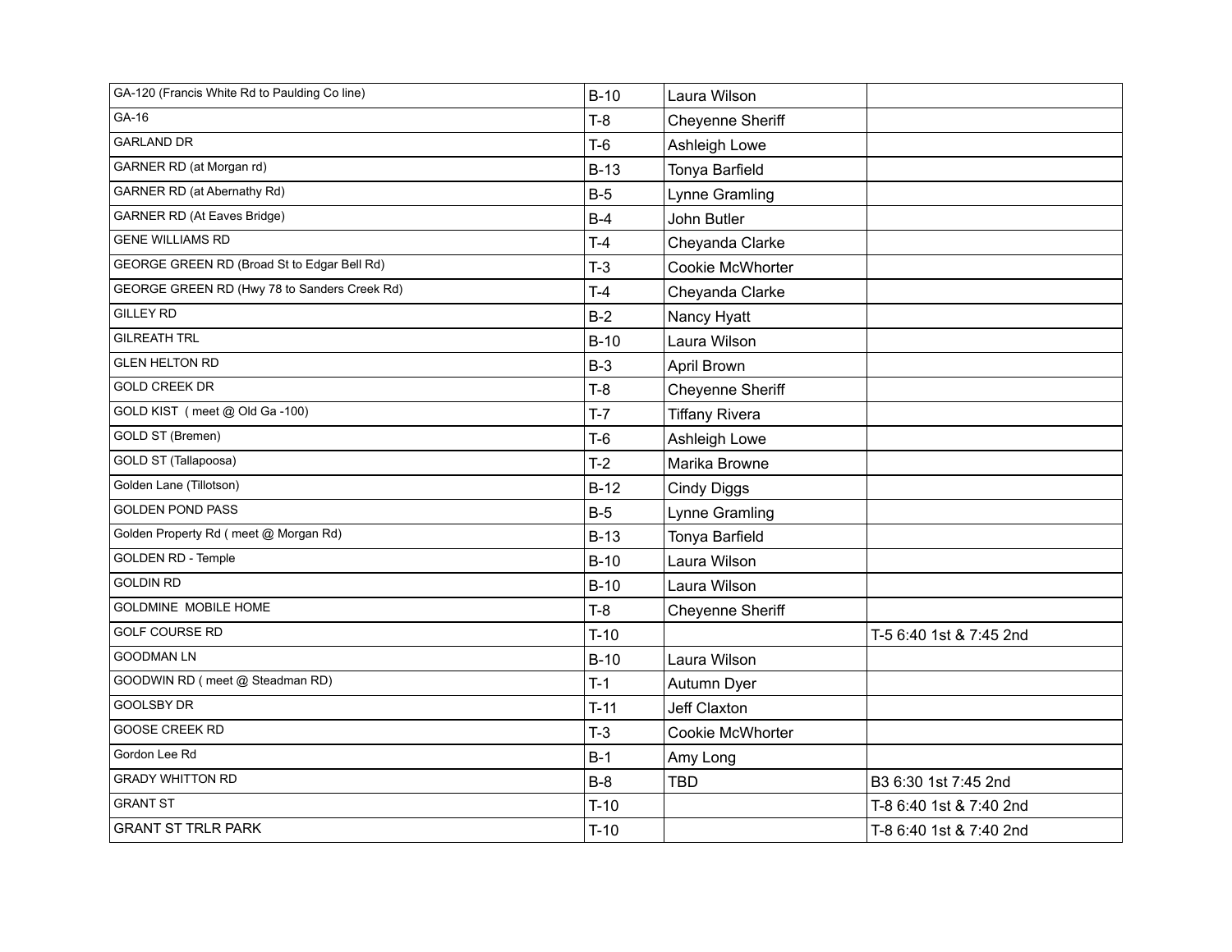| | | | |
|---|---|---|---|
| GA-120 (Francis White Rd to Paulding Co line) | B-10 | Laura Wilson | |
| GA-16 | T-8 | Cheyenne Sheriff | |
| GARLAND DR | T-6 | Ashleigh Lowe | |
| GARNER RD (at Morgan rd) | B-13 | Tonya Barfield | |
| GARNER RD (at Abernathy Rd) | B-5 | Lynne Gramling | |
| GARNER RD (At Eaves Bridge) | B-4 | John Butler | |
| GENE WILLIAMS RD | T-4 | Cheyanda Clarke | |
| GEORGE GREEN RD (Broad St to Edgar Bell Rd) | T-3 | Cookie McWhorter | |
| GEORGE GREEN RD (Hwy 78 to Sanders Creek Rd) | T-4 | Cheyanda Clarke | |
| GILLEY RD | B-2 | Nancy Hyatt | |
| GILREATH TRL | B-10 | Laura Wilson | |
| GLEN HELTON RD | B-3 | April Brown | |
| GOLD CREEK DR | T-8 | Cheyenne Sheriff | |
| GOLD KIST ( meet @ Old Ga -100) | T-7 | Tiffany Rivera | |
| GOLD ST (Bremen) | T-6 | Ashleigh Lowe | |
| GOLD ST (Tallapoosa) | T-2 | Marika Browne | |
| Golden Lane (Tillotson) | B-12 | Cindy Diggs | |
| GOLDEN POND PASS | B-5 | Lynne Gramling | |
| Golden Property Rd ( meet @ Morgan Rd) | B-13 | Tonya Barfield | |
| GOLDEN RD - Temple | B-10 | Laura Wilson | |
| GOLDIN RD | B-10 | Laura Wilson | |
| GOLDMINE MOBILE HOME | T-8 | Cheyenne Sheriff | |
| GOLF COURSE RD | T-10 | | T-5 6:40 1st & 7:45 2nd |
| GOODMAN LN | B-10 | Laura Wilson | |
| GOODWIN RD ( meet @ Steadman RD) | T-1 | Autumn Dyer | |
| GOOLSBY DR | T-11 | Jeff Claxton | |
| GOOSE CREEK RD | T-3 | Cookie McWhorter | |
| Gordon Lee Rd | B-1 | Amy Long | |
| GRADY WHITTON RD | B-8 | TBD | B3 6:30 1st 7:45 2nd |
| GRANT ST | T-10 | | T-8 6:40 1st & 7:40 2nd |
| GRANT ST TRLR PARK | T-10 | | T-8 6:40 1st & 7:40 2nd |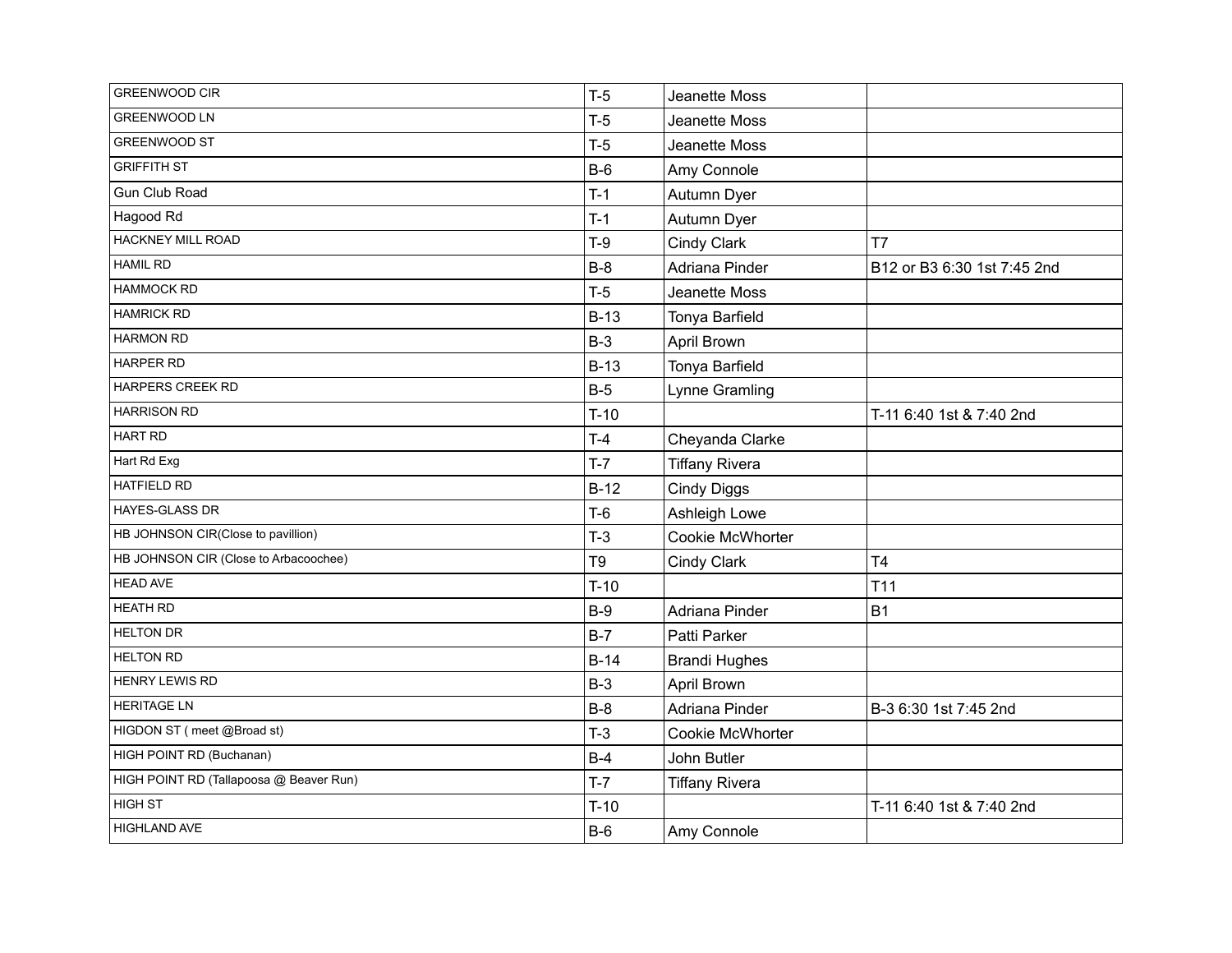| | | | |
|---|---|---|---|
| GREENWOOD CIR | T-5 | Jeanette Moss | |
| GREENWOOD LN | T-5 | Jeanette Moss | |
| GREENWOOD ST | T-5 | Jeanette Moss | |
| GRIFFITH ST | B-6 | Amy Connole | |
| Gun Club Road | T-1 | Autumn Dyer | |
| Hagood Rd | T-1 | Autumn Dyer | |
| HACKNEY MILL ROAD | T-9 | Cindy Clark | T7 |
| HAMIL RD | B-8 | Adriana Pinder | B12 or B3 6:30 1st 7:45 2nd |
| HAMMOCK RD | T-5 | Jeanette Moss | |
| HAMRICK RD | B-13 | Tonya Barfield | |
| HARMON RD | B-3 | April Brown | |
| HARPER RD | B-13 | Tonya Barfield | |
| HARPERS CREEK RD | B-5 | Lynne Gramling | |
| HARRISON RD | T-10 | | T-11 6:40 1st & 7:40 2nd |
| HART RD | T-4 | Cheyanda Clarke | |
| Hart Rd Exg | T-7 | Tiffany Rivera | |
| HATFIELD RD | B-12 | Cindy Diggs | |
| HAYES-GLASS DR | T-6 | Ashleigh Lowe | |
| HB JOHNSON CIR(Close to pavillion) | T-3 | Cookie McWhorter | |
| HB JOHNSON CIR (Close to Arbacoochee) | T9 | Cindy Clark | T4 |
| HEAD AVE | T-10 | | T11 |
| HEATH RD | B-9 | Adriana Pinder | B1 |
| HELTON DR | B-7 | Patti Parker | |
| HELTON RD | B-14 | Brandi Hughes | |
| HENRY LEWIS RD | B-3 | April Brown | |
| HERITAGE LN | B-8 | Adriana Pinder | B-3 6:30 1st 7:45 2nd |
| HIGDON ST ( meet @Broad st) | T-3 | Cookie McWhorter | |
| HIGH POINT RD (Buchanan) | B-4 | John Butler | |
| HIGH POINT RD (Tallapoosa @ Beaver Run) | T-7 | Tiffany Rivera | |
| HIGH ST | T-10 | | T-11 6:40 1st & 7:40 2nd |
| HIGHLAND AVE | B-6 | Amy Connole | |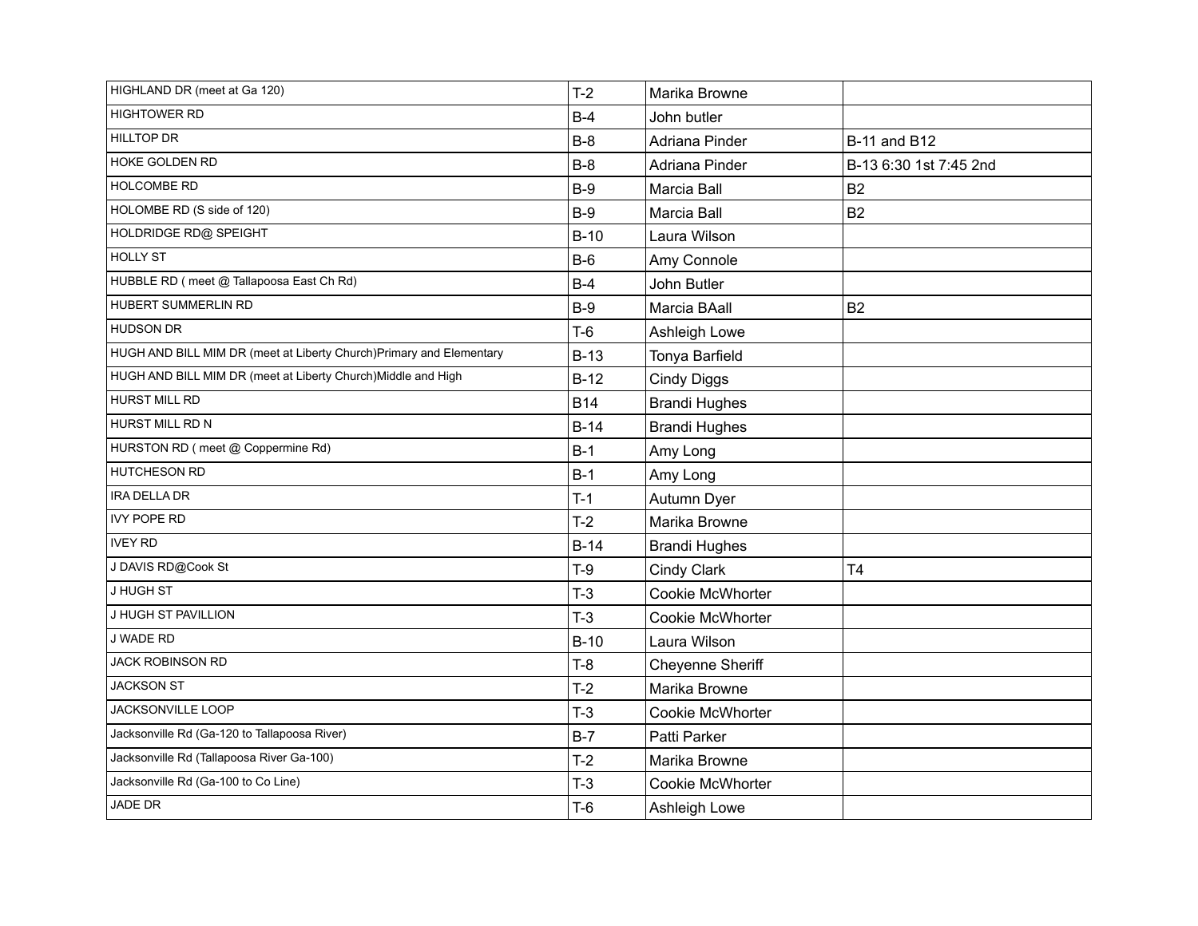| HIGHLAND DR (meet at Ga 120) | T-2 | Marika Browne | |
|---|---|---|---|
| HIGHTOWER RD | B-4 | John butler | |
| HILLTOP DR | B-8 | Adriana Pinder | B-11 and B12 |
| HOKE GOLDEN RD | B-8 | Adriana Pinder | B-13 6:30 1st 7:45 2nd |
| HOLCOMBE RD | B-9 | Marcia Ball | B2 |
| HOLOMBE RD (S side of 120) | B-9 | Marcia Ball | B2 |
| HOLDRIDGE RD@ SPEIGHT | B-10 | Laura Wilson | |
| HOLLY ST | B-6 | Amy Connole | |
| HUBBLE RD ( meet @ Tallapoosa East Ch Rd) | B-4 | John Butler | |
| HUBERT SUMMERLIN RD | B-9 | Marcia BAall | B2 |
| HUDSON DR | T-6 | Ashleigh Lowe | |
| HUGH AND BILL MIM DR (meet at Liberty Church)Primary and Elementary | B-13 | Tonya Barfield | |
| HUGH AND BILL MIM DR (meet at Liberty Church)Middle and High | B-12 | Cindy Diggs | |
| HURST MILL RD | B14 | Brandi Hughes | |
| HURST MILL RD N | B-14 | Brandi Hughes | |
| HURSTON RD ( meet @ Coppermine Rd) | B-1 | Amy Long | |
| HUTCHESON RD | B-1 | Amy Long | |
| IRA DELLA DR | T-1 | Autumn Dyer | |
| IVY POPE RD | T-2 | Marika Browne | |
| IVEY RD | B-14 | Brandi Hughes | |
| J DAVIS RD@Cook St | T-9 | Cindy Clark | T4 |
| J HUGH ST | T-3 | Cookie McWhorter | |
| J HUGH ST PAVILLION | T-3 | Cookie McWhorter | |
| J WADE RD | B-10 | Laura Wilson | |
| JACK ROBINSON RD | T-8 | Cheyenne Sheriff | |
| JACKSON ST | T-2 | Marika Browne | |
| JACKSONVILLE LOOP | T-3 | Cookie McWhorter | |
| Jacksonville Rd (Ga-120 to Tallapoosa River) | B-7 | Patti Parker | |
| Jacksonville Rd (Tallapoosa River Ga-100) | T-2 | Marika Browne | |
| Jacksonville Rd (Ga-100 to Co Line) | T-3 | Cookie McWhorter | |
| JADE DR | T-6 | Ashleigh Lowe | |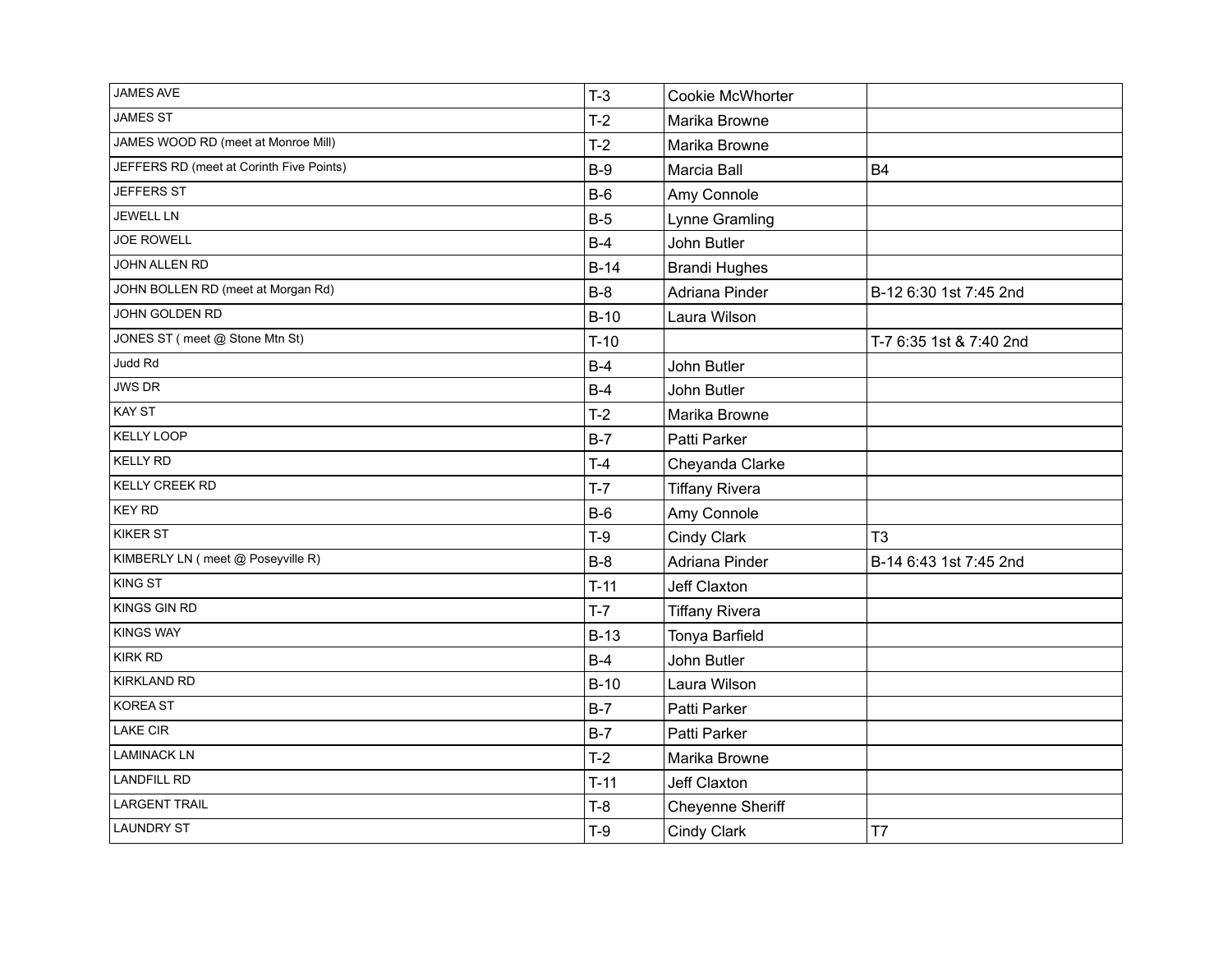| | | | |
|---|---|---|---|
| JAMES AVE | T-3 | Cookie McWhorter | |
| JAMES ST | T-2 | Marika Browne | |
| JAMES WOOD RD (meet at Monroe Mill) | T-2 | Marika Browne | |
| JEFFERS RD (meet at Corinth Five Points) | B-9 | Marcia Ball | B4 |
| JEFFERS ST | B-6 | Amy Connole | |
| JEWELL LN | B-5 | Lynne Gramling | |
| JOE ROWELL | B-4 | John Butler | |
| JOHN ALLEN RD | B-14 | Brandi Hughes | |
| JOHN BOLLEN RD (meet at Morgan Rd) | B-8 | Adriana Pinder | B-12 6:30 1st 7:45 2nd |
| JOHN GOLDEN RD | B-10 | Laura Wilson | |
| JONES ST ( meet @ Stone Mtn St) | T-10 | | T-7 6:35 1st & 7:40 2nd |
| Judd Rd | B-4 | John Butler | |
| JWS DR | B-4 | John Butler | |
| KAY ST | T-2 | Marika Browne | |
| KELLY LOOP | B-7 | Patti Parker | |
| KELLY RD | T-4 | Cheyanda Clarke | |
| KELLY CREEK RD | T-7 | Tiffany Rivera | |
| KEY RD | B-6 | Amy Connole | |
| KIKER ST | T-9 | Cindy Clark | T3 |
| KIMBERLY LN ( meet @ Poseyville R) | B-8 | Adriana Pinder | B-14 6:43 1st 7:45 2nd |
| KING ST | T-11 | Jeff Claxton | |
| KINGS GIN RD | T-7 | Tiffany Rivera | |
| KINGS WAY | B-13 | Tonya Barfield | |
| KIRK RD | B-4 | John Butler | |
| KIRKLAND RD | B-10 | Laura Wilson | |
| KOREA ST | B-7 | Patti Parker | |
| LAKE CIR | B-7 | Patti Parker | |
| LAMINACK LN | T-2 | Marika Browne | |
| LANDFILL RD | T-11 | Jeff Claxton | |
| LARGENT TRAIL | T-8 | Cheyenne Sheriff | |
| LAUNDRY ST | T-9 | Cindy Clark | T7 |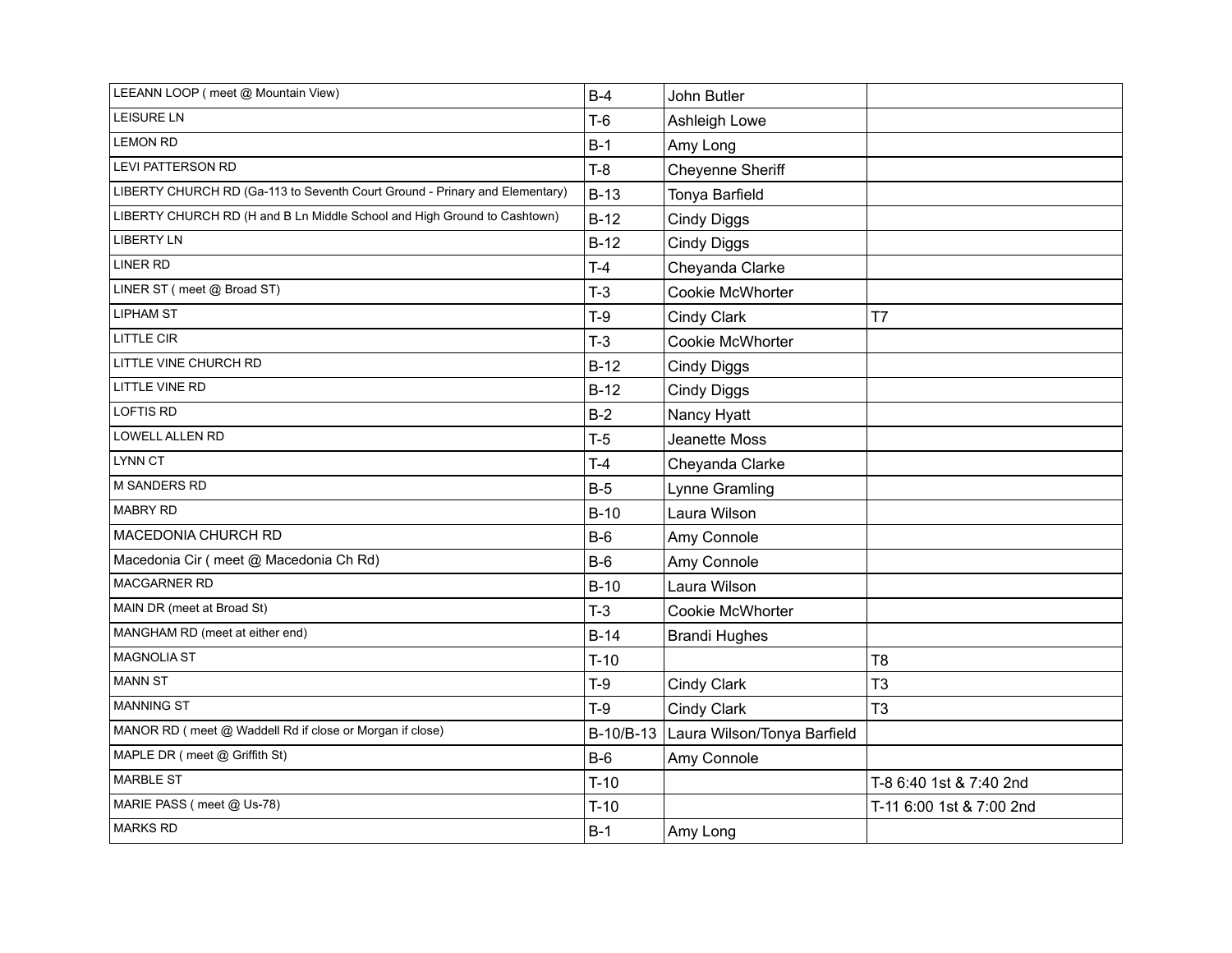| | | | |
|---|---|---|---|
| LEEANN LOOP ( meet @ Mountain View) | B-4 | John Butler | |
| LEISURE LN | T-6 | Ashleigh Lowe | |
| LEMON RD | B-1 | Amy Long | |
| LEVI PATTERSON RD | T-8 | Cheyenne Sheriff | |
| LIBERTY CHURCH RD (Ga-113 to Seventh Court Ground - Primary and Elementary) | B-13 | Tonya Barfield | |
| LIBERTY CHURCH RD (H and B Ln Middle School and High Ground to Cashtown) | B-12 | Cindy Diggs | |
| LIBERTY LN | B-12 | Cindy Diggs | |
| LINER RD | T-4 | Cheyanda Clarke | |
| LINER ST ( meet @ Broad ST) | T-3 | Cookie McWhorter | |
| LIPHAM ST | T-9 | Cindy Clark | T7 |
| LITTLE CIR | T-3 | Cookie McWhorter | |
| LITTLE VINE CHURCH RD | B-12 | Cindy Diggs | |
| LITTLE VINE RD | B-12 | Cindy Diggs | |
| LOFTIS RD | B-2 | Nancy Hyatt | |
| LOWELL ALLEN RD | T-5 | Jeanette Moss | |
| LYNN CT | T-4 | Cheyanda Clarke | |
| M SANDERS RD | B-5 | Lynne Gramling | |
| MABRY RD | B-10 | Laura Wilson | |
| MACEDONIA CHURCH RD | B-6 | Amy Connole | |
| Macedonia Cir ( meet @ Macedonia Ch Rd) | B-6 | Amy Connole | |
| MACGARNER RD | B-10 | Laura Wilson | |
| MAIN DR (meet at Broad St) | T-3 | Cookie McWhorter | |
| MANGHAM RD (meet at either end) | B-14 | Brandi Hughes | |
| MAGNOLIA ST | T-10 | | T8 |
| MANN ST | T-9 | Cindy Clark | T3 |
| MANNING ST | T-9 | Cindy Clark | T3 |
| MANOR RD ( meet @ Waddell Rd if close or Morgan if close) | B-10/B-13 | Laura Wilson/Tonya Barfield | |
| MAPLE DR ( meet @ Griffith St) | B-6 | Amy Connole | |
| MARBLE ST | T-10 | | T-8 6:40 1st & 7:40 2nd |
| MARIE PASS ( meet @ Us-78) | T-10 | | T-11 6:00 1st & 7:00 2nd |
| MARKS RD | B-1 | Amy Long | |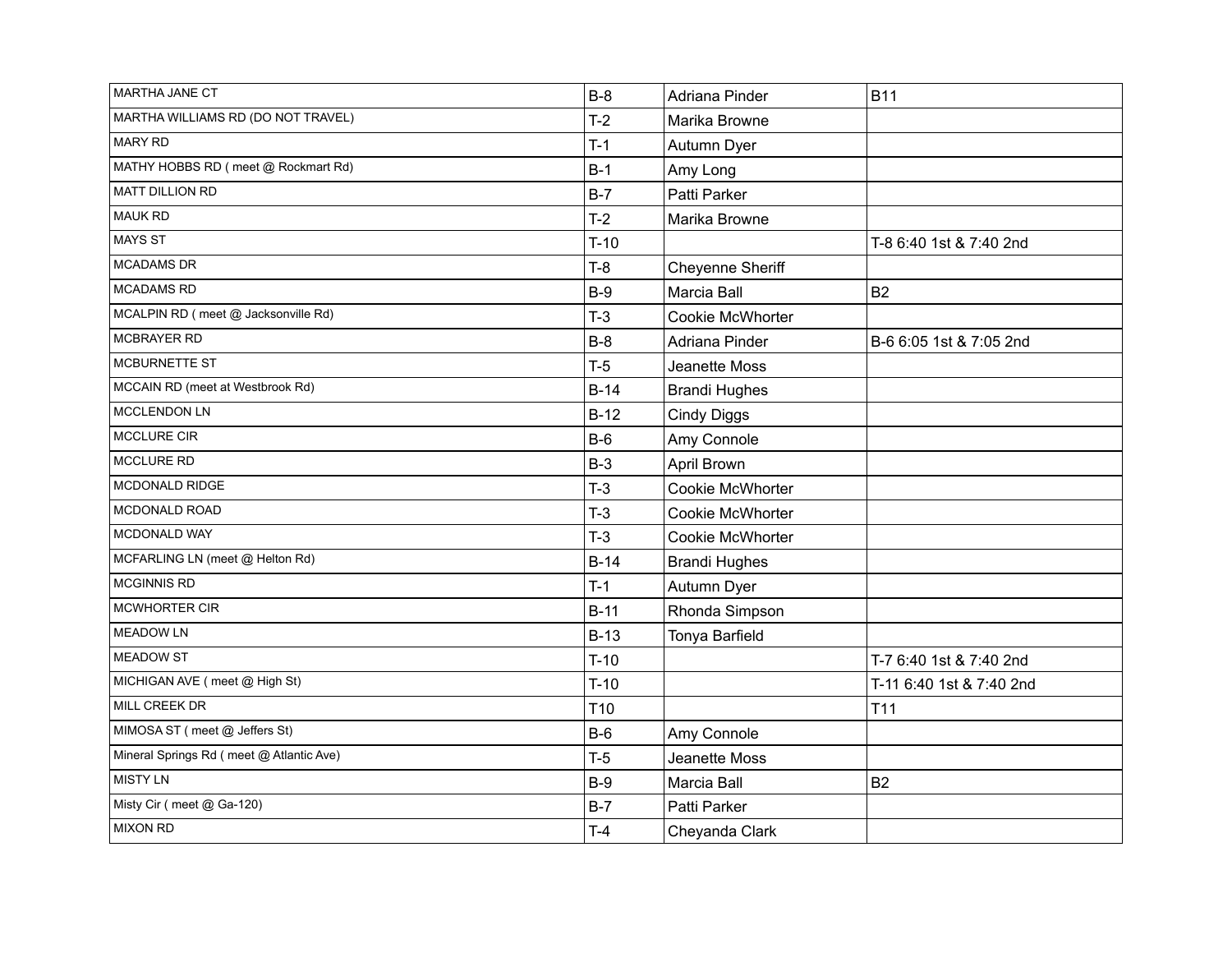| | | | |
|---|---|---|---|
| MARTHA JANE CT | B-8 | Adriana Pinder | B11 |
| MARTHA WILLIAMS RD (DO NOT TRAVEL) | T-2 | Marika Browne | |
| MARY RD | T-1 | Autumn Dyer | |
| MATHY HOBBS RD ( meet @ Rockmart Rd) | B-1 | Amy Long | |
| MATT DILLION RD | B-7 | Patti Parker | |
| MAUK RD | T-2 | Marika Browne | |
| MAYS ST | T-10 | | T-8 6:40 1st & 7:40 2nd |
| MCADAMS DR | T-8 | Cheyenne Sheriff | |
| MCADAMS RD | B-9 | Marcia Ball | B2 |
| MCALPIN RD ( meet @ Jacksonville Rd) | T-3 | Cookie McWhorter | |
| MCBRAYER RD | B-8 | Adriana Pinder | B-6 6:05 1st & 7:05 2nd |
| MCBURNETTE ST | T-5 | Jeanette Moss | |
| MCCAIN RD (meet at Westbrook Rd) | B-14 | Brandi Hughes | |
| MCCLENDON LN | B-12 | Cindy Diggs | |
| MCCLURE CIR | B-6 | Amy Connole | |
| MCCLURE RD | B-3 | April Brown | |
| MCDONALD RIDGE | T-3 | Cookie McWhorter | |
| MCDONALD ROAD | T-3 | Cookie McWhorter | |
| MCDONALD WAY | T-3 | Cookie McWhorter | |
| MCFARLING LN (meet @ Helton Rd) | B-14 | Brandi Hughes | |
| MCGINNIS RD | T-1 | Autumn Dyer | |
| MCWHORTER CIR | B-11 | Rhonda Simpson | |
| MEADOW LN | B-13 | Tonya Barfield | |
| MEADOW ST | T-10 | | T-7 6:40 1st & 7:40 2nd |
| MICHIGAN AVE ( meet @ High St) | T-10 | | T-11 6:40 1st & 7:40 2nd |
| MILL CREEK DR | T10 | | T11 |
| MIMOSA ST ( meet @ Jeffers St) | B-6 | Amy Connole | |
| Mineral Springs Rd ( meet @ Atlantic Ave) | T-5 | Jeanette Moss | |
| MISTY LN | B-9 | Marcia Ball | B2 |
| Misty Cir ( meet @ Ga-120) | B-7 | Patti Parker | |
| MIXON RD | T-4 | Cheyanda Clark | |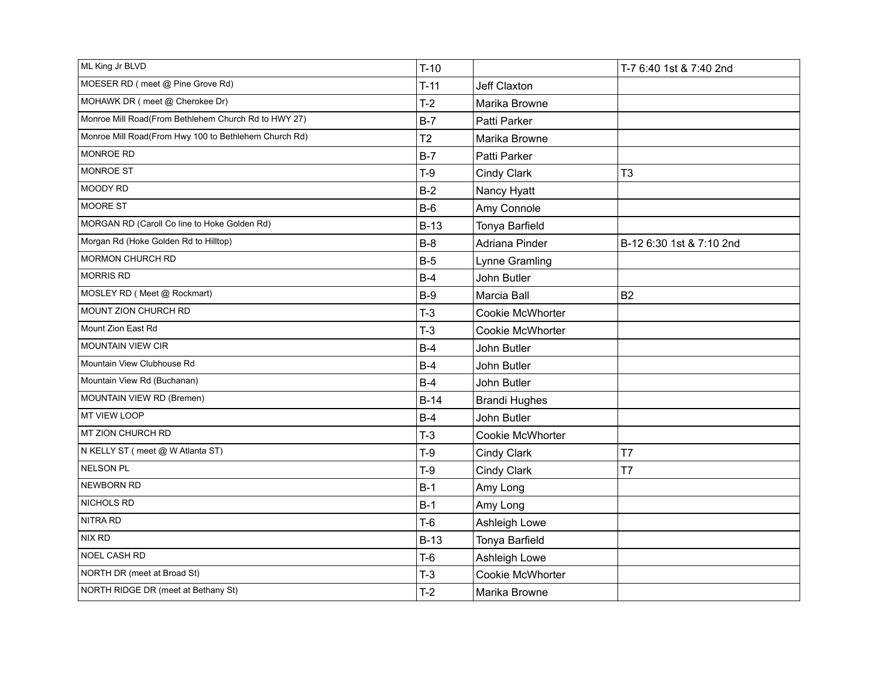| ML King Jr BLVD | T-10 | | T-7 6:40 1st & 7:40 2nd |
|---|---|---|---|
| MOESER RD ( meet @ Pine Grove Rd) | T-11 | Jeff Claxton | |
| MOHAWK DR ( meet @ Cherokee Dr) | T-2 | Marika Browne | |
| Monroe Mill Road(From Bethlehem Church Rd to HWY 27) | B-7 | Patti Parker | |
| Monroe Mill Road(From Hwy 100 to Bethlehem Church Rd) | T2 | Marika Browne | |
| MONROE RD | B-7 | Patti Parker | |
| MONROE ST | T-9 | Cindy Clark | T3 |
| MOODY RD | B-2 | Nancy Hyatt | |
| MOORE ST | B-6 | Amy Connole | |
| MORGAN RD (Caroll Co line to Hoke Golden Rd) | B-13 | Tonya Barfield | |
| Morgan Rd (Hoke Golden Rd to Hilltop) | B-8 | Adriana Pinder | B-12 6:30 1st & 7:10 2nd |
| MORMON CHURCH RD | B-5 | Lynne Gramling | |
| MORRIS RD | B-4 | John Butler | |
| MOSLEY RD ( Meet @ Rockmart) | B-9 | Marcia Ball | B2 |
| MOUNT ZION CHURCH RD | T-3 | Cookie McWhorter | |
| Mount Zion East Rd | T-3 | Cookie McWhorter | |
| MOUNTAIN VIEW CIR | B-4 | John Butler | |
| Mountain View Clubhouse Rd | B-4 | John Butler | |
| Mountain View Rd (Buchanan) | B-4 | John Butler | |
| MOUNTAIN VIEW RD (Bremen) | B-14 | Brandi Hughes | |
| MT VIEW LOOP | B-4 | John Butler | |
| MT ZION CHURCH RD | T-3 | Cookie McWhorter | |
| N KELLY ST ( meet @ W Atlanta ST) | T-9 | Cindy Clark | T7 |
| NELSON PL | T-9 | Cindy Clark | T7 |
| NEWBORN RD | B-1 | Amy Long | |
| NICHOLS RD | B-1 | Amy Long | |
| NITRA RD | T-6 | Ashleigh Lowe | |
| NIX RD | B-13 | Tonya Barfield | |
| NOEL CASH RD | T-6 | Ashleigh Lowe | |
| NORTH DR (meet at Broad St) | T-3 | Cookie McWhorter | |
| NORTH RIDGE DR (meet at Bethany St) | T-2 | Marika Browne | |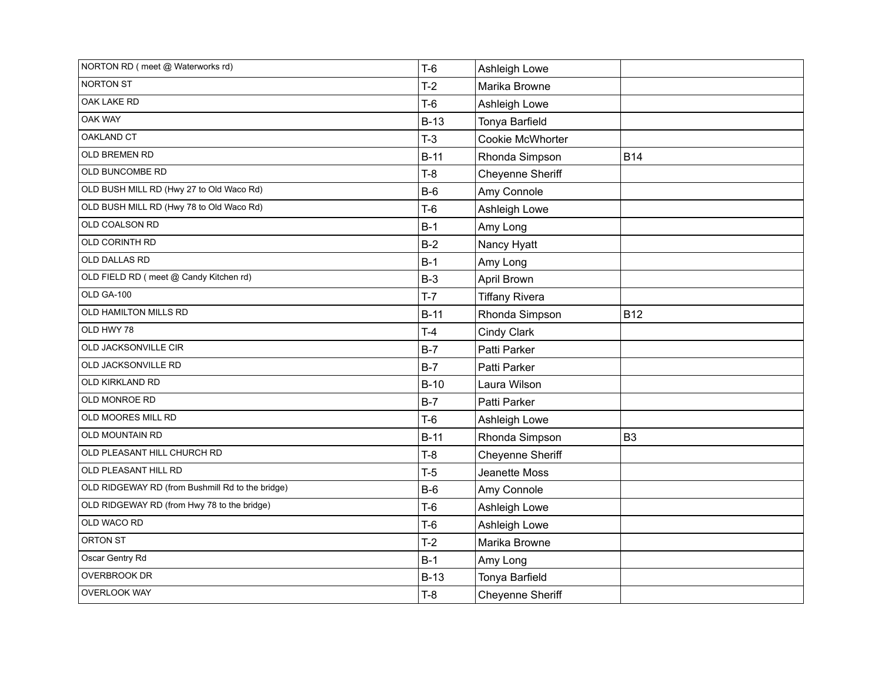| | | | |
|---|---|---|---|
| NORTON RD ( meet @ Waterworks rd) | T-6 | Ashleigh Lowe | |
| NORTON ST | T-2 | Marika Browne | |
| OAK LAKE RD | T-6 | Ashleigh Lowe | |
| OAK WAY | B-13 | Tonya Barfield | |
| OAKLAND CT | T-3 | Cookie McWhorter | |
| OLD BREMEN RD | B-11 | Rhonda Simpson | B14 |
| OLD BUNCOMBE RD | T-8 | Cheyenne Sheriff | |
| OLD BUSH MILL RD (Hwy 27 to Old Waco Rd) | B-6 | Amy Connole | |
| OLD BUSH MILL RD (Hwy 78 to Old Waco Rd) | T-6 | Ashleigh Lowe | |
| OLD COALSON RD | B-1 | Amy Long | |
| OLD CORINTH RD | B-2 | Nancy Hyatt | |
| OLD DALLAS RD | B-1 | Amy Long | |
| OLD FIELD RD ( meet @ Candy Kitchen rd) | B-3 | April Brown | |
| OLD GA-100 | T-7 | Tiffany Rivera | |
| OLD HAMILTON MILLS RD | B-11 | Rhonda Simpson | B12 |
| OLD HWY 78 | T-4 | Cindy Clark | |
| OLD JACKSONVILLE CIR | B-7 | Patti Parker | |
| OLD JACKSONVILLE RD | B-7 | Patti Parker | |
| OLD KIRKLAND RD | B-10 | Laura Wilson | |
| OLD MONROE RD | B-7 | Patti Parker | |
| OLD MOORES MILL RD | T-6 | Ashleigh Lowe | |
| OLD MOUNTAIN RD | B-11 | Rhonda Simpson | B3 |
| OLD PLEASANT HILL CHURCH RD | T-8 | Cheyenne Sheriff | |
| OLD PLEASANT HILL RD | T-5 | Jeanette Moss | |
| OLD RIDGEWAY RD (from Bushmill Rd to the bridge) | B-6 | Amy Connole | |
| OLD RIDGEWAY RD (from Hwy 78 to the bridge) | T-6 | Ashleigh Lowe | |
| OLD WACO RD | T-6 | Ashleigh Lowe | |
| ORTON ST | T-2 | Marika Browne | |
| Oscar Gentry Rd | B-1 | Amy Long | |
| OVERBROOK DR | B-13 | Tonya Barfield | |
| OVERLOOK WAY | T-8 | Cheyenne Sheriff | |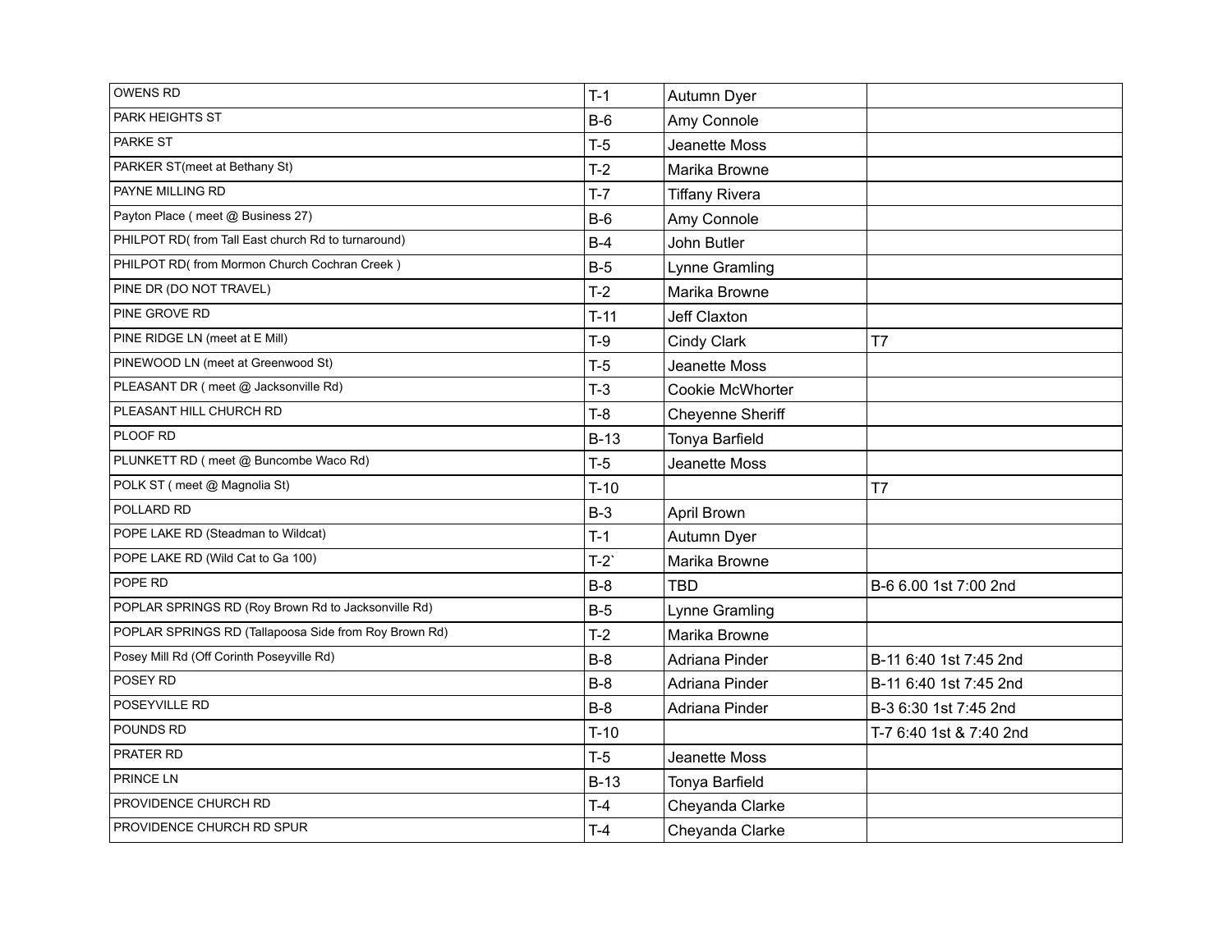| OWENS RD | T-1 | Autumn Dyer | |
|---|---|---|---|
| PARK HEIGHTS ST | B-6 | Amy Connole | |
| PARKE ST | T-5 | Jeanette Moss | |
| PARKER ST(meet at Bethany St) | T-2 | Marika Browne | |
| PAYNE MILLING RD | T-7 | Tiffany Rivera | |
| Payton Place ( meet @ Business 27) | B-6 | Amy Connole | |
| PHILPOT RD( from Tall East church Rd to turnaround) | B-4 | John Butler | |
| PHILPOT RD( from Mormon Church Cochran Creek ) | B-5 | Lynne Gramling | |
| PINE DR (DO NOT TRAVEL) | T-2 | Marika Browne | |
| PINE GROVE RD | T-11 | Jeff Claxton | |
| PINE RIDGE LN (meet at E Mill) | T-9 | Cindy Clark | T7 |
| PINEWOOD LN (meet at Greenwood St) | T-5 | Jeanette Moss | |
| PLEASANT DR ( meet @ Jacksonville Rd) | T-3 | Cookie McWhorter | |
| PLEASANT HILL CHURCH RD | T-8 | Cheyenne Sheriff | |
| PLOOF RD | B-13 | Tonya Barfield | |
| PLUNKETT RD ( meet @ Buncombe Waco Rd) | T-5 | Jeanette Moss | |
| POLK ST ( meet @ Magnolia St) | T-10 | | T7 |
| POLLARD RD | B-3 | April Brown | |
| POPE LAKE RD (Steadman to Wildcat) | T-1 | Autumn Dyer | |
| POPE LAKE RD (Wild Cat to Ga 100) | T-2` | Marika Browne | |
| POPE RD | B-8 | TBD | B-6 6.00 1st 7:00 2nd |
| POPLAR SPRINGS RD (Roy Brown Rd to Jacksonville Rd) | B-5 | Lynne Gramling | |
| POPLAR SPRINGS RD (Tallapoosa Side from Roy Brown Rd) | T-2 | Marika Browne | |
| Posey Mill Rd (Off Corinth Poseyville Rd) | B-8 | Adriana Pinder | B-11 6:40 1st 7:45 2nd |
| POSEY RD | B-8 | Adriana Pinder | B-11 6:40 1st 7:45 2nd |
| POSEYVILLE RD | B-8 | Adriana Pinder | B-3 6:30 1st 7:45 2nd |
| POUNDS RD | T-10 | | T-7 6:40 1st & 7:40 2nd |
| PRATER RD | T-5 | Jeanette Moss | |
| PRINCE LN | B-13 | Tonya Barfield | |
| PROVIDENCE CHURCH RD | T-4 | Cheyanda Clarke | |
| PROVIDENCE CHURCH RD SPUR | T-4 | Cheyanda Clarke | |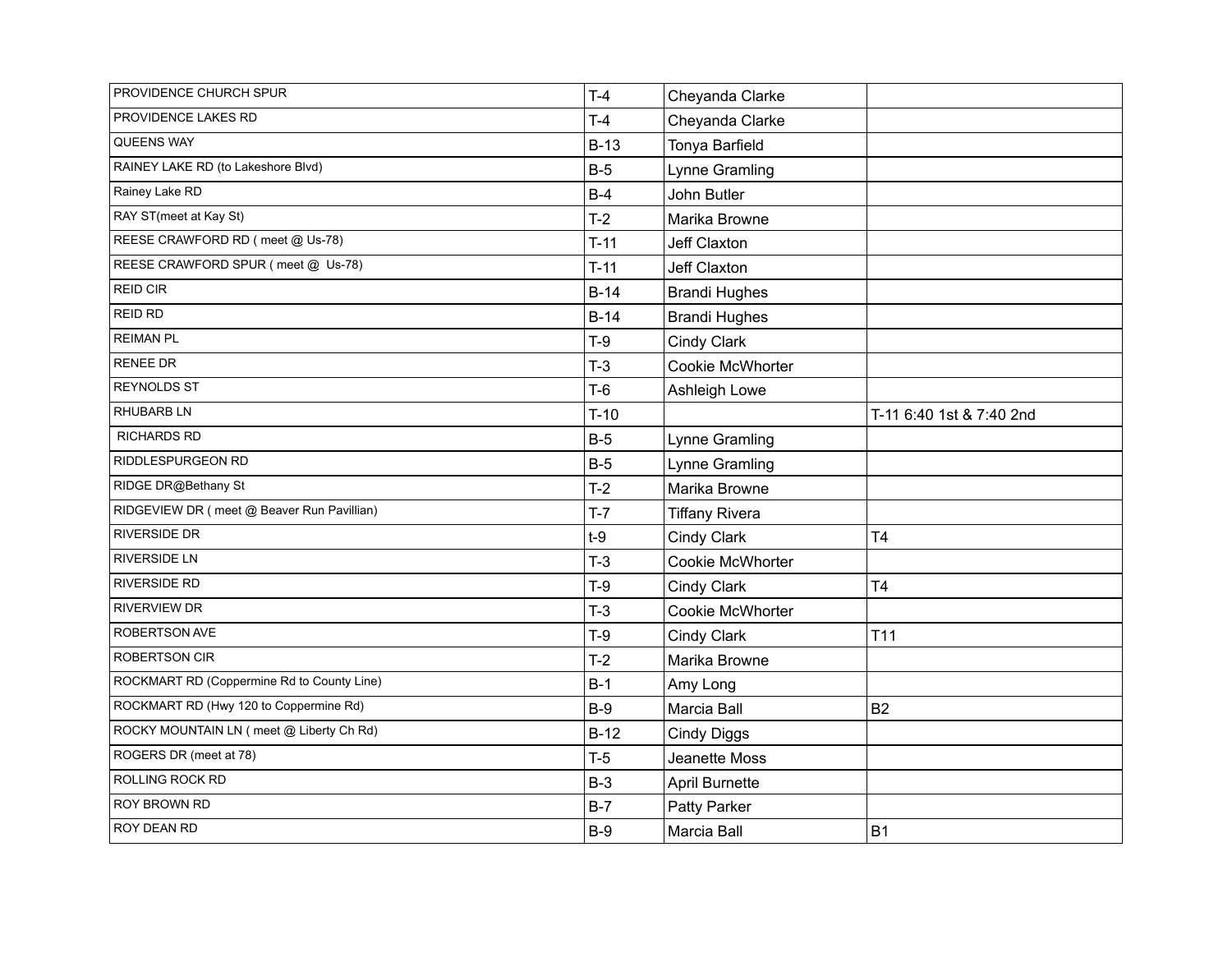| | | | |
|---|---|---|---|
| PROVIDENCE CHURCH SPUR | T-4 | Cheyanda Clarke | |
| PROVIDENCE LAKES RD | T-4 | Cheyanda Clarke | |
| QUEENS WAY | B-13 | Tonya Barfield | |
| RAINEY LAKE RD (to Lakeshore Blvd) | B-5 | Lynne Gramling | |
| Rainey Lake RD | B-4 | John Butler | |
| RAY ST(meet at Kay St) | T-2 | Marika Browne | |
| REESE CRAWFORD RD ( meet @ Us-78) | T-11 | Jeff Claxton | |
| REESE CRAWFORD SPUR ( meet @  Us-78) | T-11 | Jeff Claxton | |
| REID CIR | B-14 | Brandi Hughes | |
| REID RD | B-14 | Brandi Hughes | |
| REIMAN PL | T-9 | Cindy Clark | |
| RENEE DR | T-3 | Cookie McWhorter | |
| REYNOLDS ST | T-6 | Ashleigh Lowe | |
| RHUBARB LN | T-10 | | T-11 6:40 1st & 7:40 2nd |
| RICHARDS RD | B-5 | Lynne Gramling | |
| RIDDLESPURGEON RD | B-5 | Lynne Gramling | |
| RIDGE DR@Bethany St | T-2 | Marika Browne | |
| RIDGEVIEW DR ( meet @ Beaver Run Pavillian) | T-7 | Tiffany Rivera | |
| RIVERSIDE DR | t-9 | Cindy Clark | T4 |
| RIVERSIDE LN | T-3 | Cookie McWhorter | |
| RIVERSIDE RD | T-9 | Cindy Clark | T4 |
| RIVERVIEW DR | T-3 | Cookie McWhorter | |
| ROBERTSON AVE | T-9 | Cindy Clark | T11 |
| ROBERTSON CIR | T-2 | Marika Browne | |
| ROCKMART RD (Coppermine Rd to County Line) | B-1 | Amy Long | |
| ROCKMART RD (Hwy 120 to Coppermine Rd) | B-9 | Marcia Ball | B2 |
| ROCKY MOUNTAIN LN ( meet @ Liberty Ch Rd) | B-12 | Cindy Diggs | |
| ROGERS DR (meet at 78) | T-5 | Jeanette Moss | |
| ROLLING ROCK RD | B-3 | April Burnette | |
| ROY BROWN RD | B-7 | Patty Parker | |
| ROY DEAN RD | B-9 | Marcia Ball | B1 |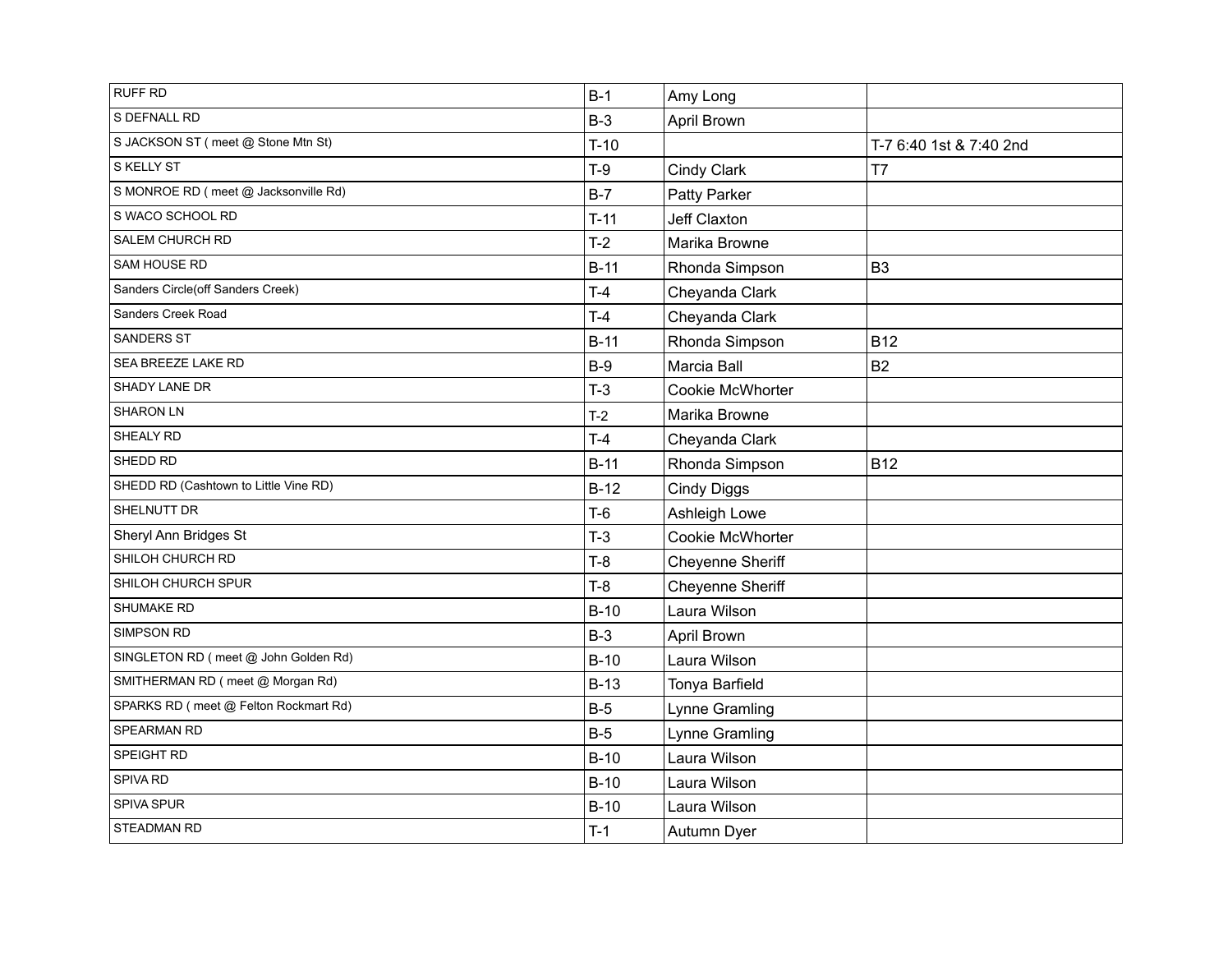| | | | |
|---|---|---|---|
| RUFF RD | B-1 | Amy Long | |
| S DEFNALL RD | B-3 | April Brown | |
| S JACKSON ST ( meet @ Stone Mtn St) | T-10 | | T-7 6:40 1st & 7:40 2nd |
| S KELLY ST | T-9 | Cindy Clark | T7 |
| S MONROE RD ( meet @ Jacksonville Rd) | B-7 | Patty Parker | |
| S WACO SCHOOL RD | T-11 | Jeff Claxton | |
| SALEM CHURCH RD | T-2 | Marika Browne | |
| SAM HOUSE RD | B-11 | Rhonda Simpson | B3 |
| Sanders Circle(off Sanders Creek) | T-4 | Cheyanda Clark | |
| Sanders Creek Road | T-4 | Cheyanda Clark | |
| SANDERS ST | B-11 | Rhonda Simpson | B12 |
| SEA BREEZE LAKE RD | B-9 | Marcia Ball | B2 |
| SHADY LANE DR | T-3 | Cookie McWhorter | |
| SHARON LN | T-2 | Marika Browne | |
| SHEALY RD | T-4 | Cheyanda Clark | |
| SHEDD RD | B-11 | Rhonda Simpson | B12 |
| SHEDD RD (Cashtown to Little Vine RD) | B-12 | Cindy Diggs | |
| SHELNUTT DR | T-6 | Ashleigh Lowe | |
| Sheryl Ann Bridges St | T-3 | Cookie McWhorter | |
| SHILOH CHURCH RD | T-8 | Cheyenne Sheriff | |
| SHILOH CHURCH SPUR | T-8 | Cheyenne Sheriff | |
| SHUMAKE RD | B-10 | Laura Wilson | |
| SIMPSON RD | B-3 | April Brown | |
| SINGLETON RD ( meet @ John Golden Rd) | B-10 | Laura Wilson | |
| SMITHERMAN RD ( meet @ Morgan Rd) | B-13 | Tonya Barfield | |
| SPARKS RD ( meet @ Felton Rockmart Rd) | B-5 | Lynne Gramling | |
| SPEARMAN RD | B-5 | Lynne Gramling | |
| SPEIGHT RD | B-10 | Laura Wilson | |
| SPIVA RD | B-10 | Laura Wilson | |
| SPIVA SPUR | B-10 | Laura Wilson | |
| STEADMAN RD | T-1 | Autumn Dyer | |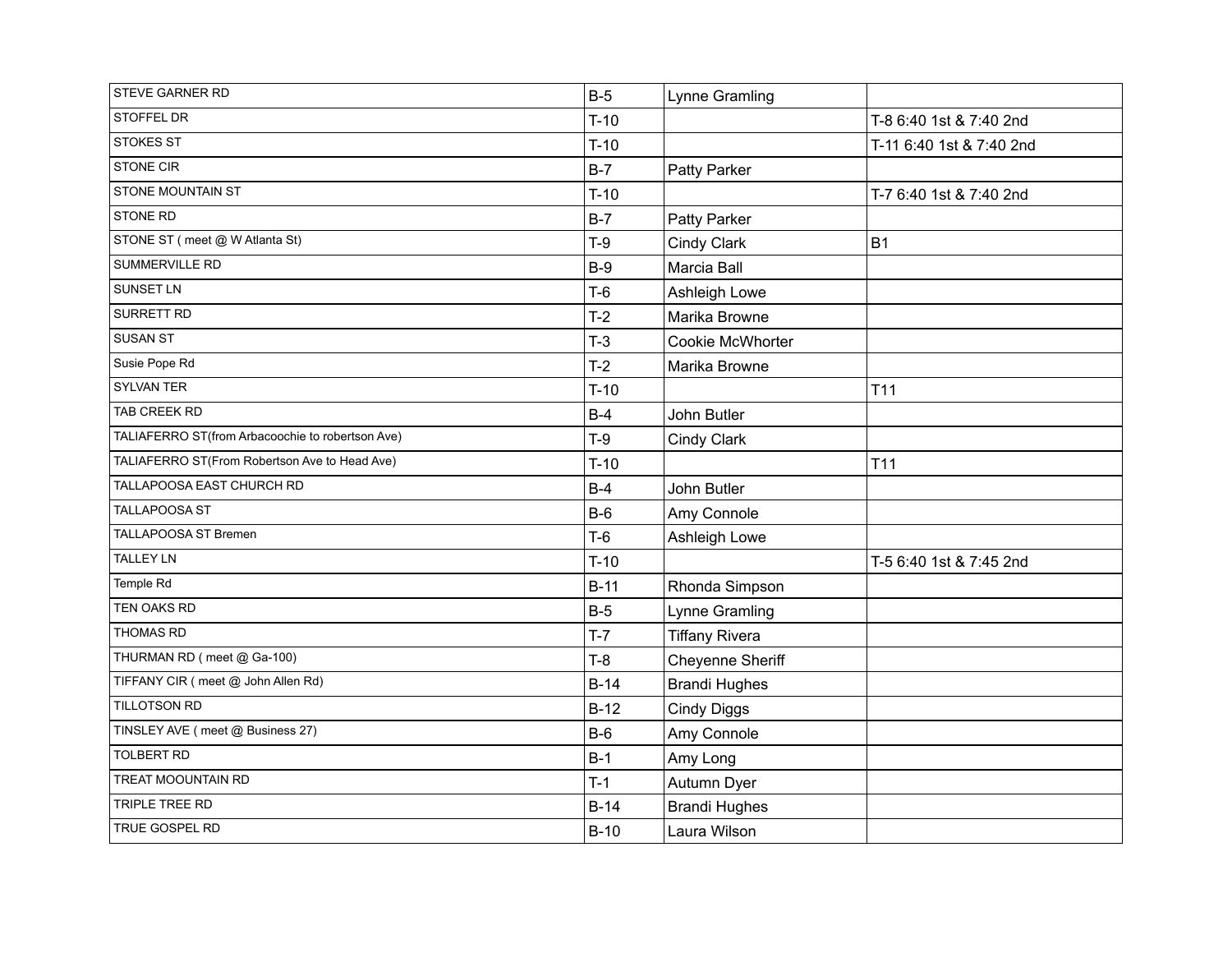| | | | |
|---|---|---|---|
| STEVE GARNER RD | B-5 | Lynne Gramling | |
| STOFFEL DR | T-10 | | T-8 6:40 1st & 7:40 2nd |
| STOKES ST | T-10 | | T-11 6:40 1st & 7:40 2nd |
| STONE CIR | B-7 | Patty Parker | |
| STONE MOUNTAIN ST | T-10 | | T-7 6:40 1st & 7:40 2nd |
| STONE RD | B-7 | Patty Parker | |
| STONE ST ( meet @ W Atlanta St) | T-9 | Cindy Clark | B1 |
| SUMMERVILLE RD | B-9 | Marcia Ball | |
| SUNSET LN | T-6 | Ashleigh Lowe | |
| SURRETT RD | T-2 | Marika Browne | |
| SUSAN ST | T-3 | Cookie McWhorter | |
| Susie Pope Rd | T-2 | Marika Browne | |
| SYLVAN TER | T-10 | | T11 |
| TAB CREEK RD | B-4 | John Butler | |
| TALIAFERRO ST(from Arbacoochie to robertson Ave) | T-9 | Cindy Clark | |
| TALIAFERRO ST(From Robertson Ave to Head Ave) | T-10 | | T11 |
| TALLAPOOSA EAST CHURCH RD | B-4 | John Butler | |
| TALLAPOOSA ST | B-6 | Amy Connole | |
| TALLAPOOSA ST Bremen | T-6 | Ashleigh Lowe | |
| TALLEY LN | T-10 | | T-5 6:40 1st & 7:45 2nd |
| Temple Rd | B-11 | Rhonda Simpson | |
| TEN OAKS RD | B-5 | Lynne Gramling | |
| THOMAS RD | T-7 | Tiffany Rivera | |
| THURMAN RD ( meet @ Ga-100) | T-8 | Cheyenne Sheriff | |
| TIFFANY CIR ( meet @ John Allen Rd) | B-14 | Brandi Hughes | |
| TILLOTSON RD | B-12 | Cindy Diggs | |
| TINSLEY AVE ( meet @ Business 27) | B-6 | Amy Connole | |
| TOLBERT RD | B-1 | Amy Long | |
| TREAT MOOUNTAIN RD | T-1 | Autumn Dyer | |
| TRIPLE TREE RD | B-14 | Brandi Hughes | |
| TRUE GOSPEL RD | B-10 | Laura Wilson | |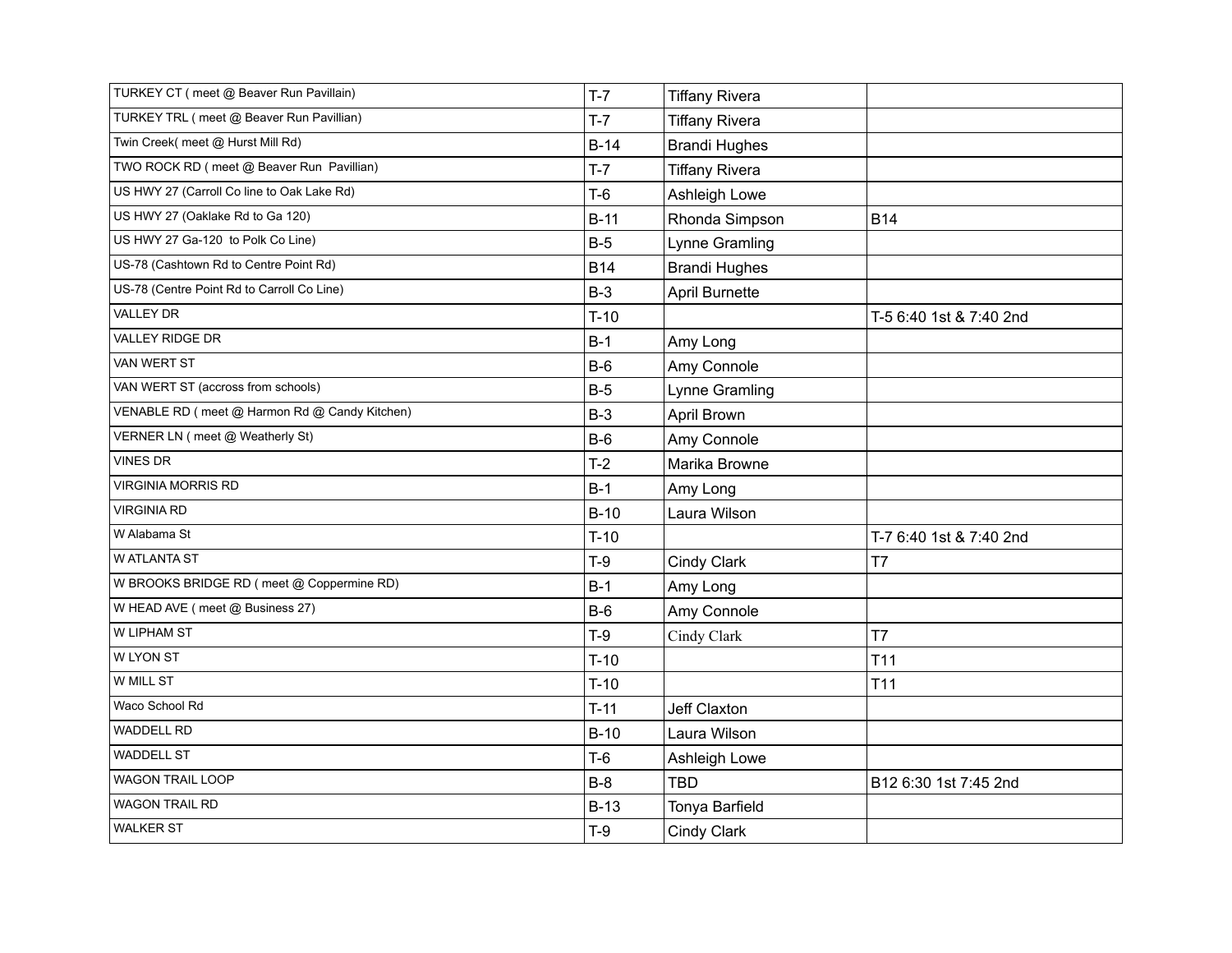| | | | |
|---|---|---|---|
| TURKEY CT ( meet @ Beaver Run Pavillain) | T-7 | Tiffany Rivera | |
| TURKEY TRL ( meet @ Beaver Run Pavillian) | T-7 | Tiffany Rivera | |
| Twin Creek( meet @ Hurst Mill Rd) | B-14 | Brandi Hughes | |
| TWO ROCK RD ( meet @ Beaver Run Pavillian) | T-7 | Tiffany Rivera | |
| US HWY 27 (Carroll Co line to Oak Lake Rd) | T-6 | Ashleigh Lowe | |
| US HWY 27 (Oaklake Rd to Ga 120) | B-11 | Rhonda Simpson | B14 |
| US HWY 27 Ga-120 to Polk Co Line) | B-5 | Lynne Gramling | |
| US-78 (Cashtown Rd to Centre Point Rd) | B14 | Brandi Hughes | |
| US-78 (Centre Point Rd to Carroll Co Line) | B-3 | April Burnette | |
| VALLEY DR | T-10 | | T-5 6:40 1st & 7:40 2nd |
| VALLEY RIDGE DR | B-1 | Amy Long | |
| VAN WERT ST | B-6 | Amy Connole | |
| VAN WERT ST (accross from schools) | B-5 | Lynne Gramling | |
| VENABLE RD ( meet @ Harmon Rd @ Candy Kitchen) | B-3 | April Brown | |
| VERNER LN ( meet @ Weatherly St) | B-6 | Amy Connole | |
| VINES DR | T-2 | Marika Browne | |
| VIRGINIA MORRIS RD | B-1 | Amy Long | |
| VIRGINIA RD | B-10 | Laura Wilson | |
| W Alabama St | T-10 | | T-7 6:40 1st & 7:40 2nd |
| W ATLANTA ST | T-9 | Cindy Clark | T7 |
| W BROOKS BRIDGE RD ( meet @ Coppermine RD) | B-1 | Amy Long | |
| W HEAD AVE ( meet @ Business 27) | B-6 | Amy Connole | |
| W LIPHAM ST | T-9 | Cindy Clark | T7 |
| W LYON ST | T-10 | | T11 |
| W MILL ST | T-10 | | T11 |
| Waco School Rd | T-11 | Jeff Claxton | |
| WADDELL RD | B-10 | Laura Wilson | |
| WADDELL ST | T-6 | Ashleigh Lowe | |
| WAGON TRAIL LOOP | B-8 | TBD | B12 6:30 1st 7:45 2nd |
| WAGON TRAIL RD | B-13 | Tonya Barfield | |
| WALKER ST | T-9 | Cindy Clark | |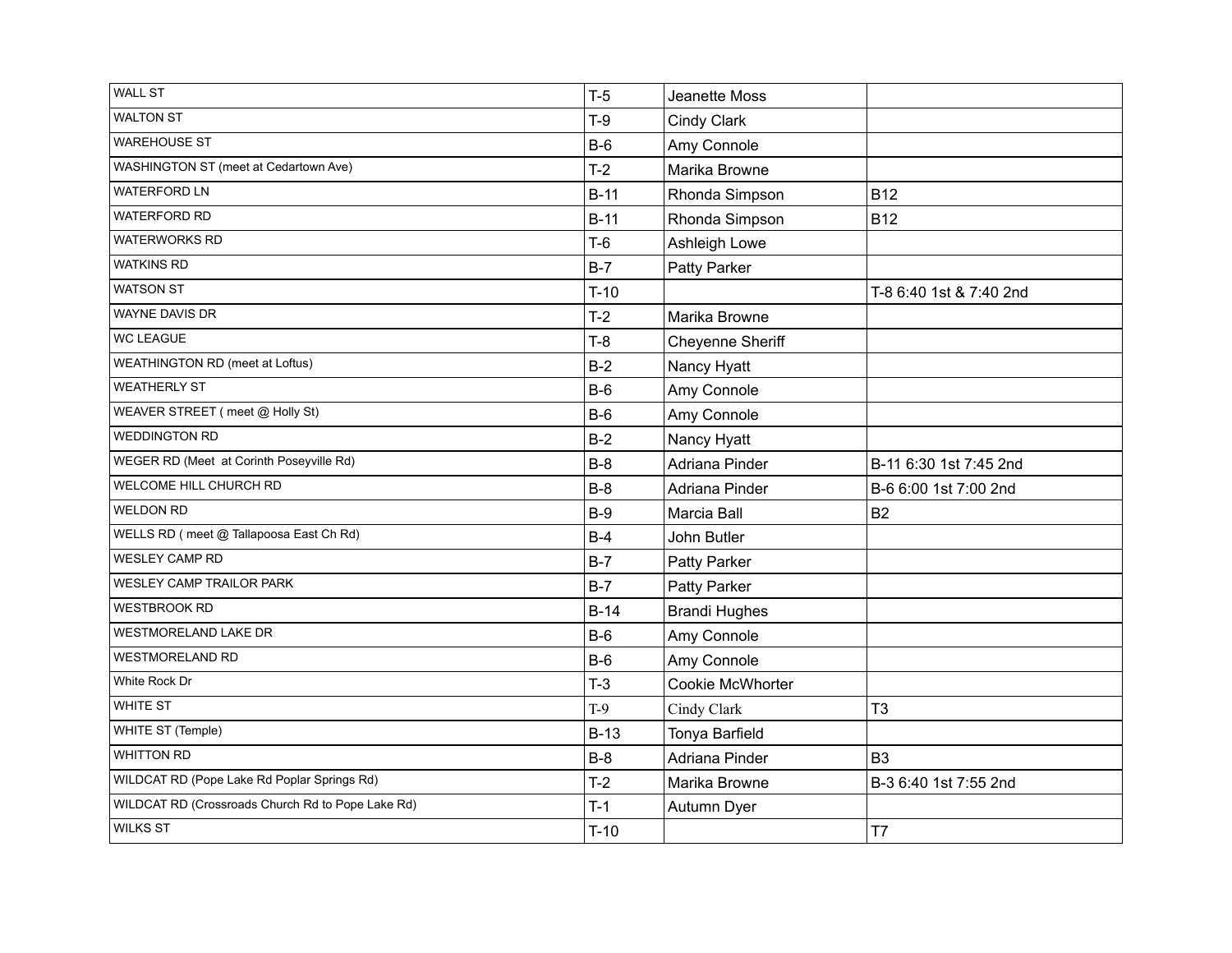| WALL ST | T-5 | Jeanette Moss | |
|---|---|---|---|
| WALTON ST | T-9 | Cindy Clark | |
| WAREHOUSE ST | B-6 | Amy Connole | |
| WASHINGTON ST (meet at Cedartown Ave) | T-2 | Marika Browne | |
| WATERFORD LN | B-11 | Rhonda Simpson | B12 |
| WATERFORD RD | B-11 | Rhonda Simpson | B12 |
| WATERWORKS RD | T-6 | Ashleigh Lowe | |
| WATKINS RD | B-7 | Patty Parker | |
| WATSON ST | T-10 | | T-8 6:40 1st & 7:40 2nd |
| WAYNE DAVIS DR | T-2 | Marika Browne | |
| WC LEAGUE | T-8 | Cheyenne Sheriff | |
| WEATHINGTON RD (meet at Loftus) | B-2 | Nancy Hyatt | |
| WEATHERLY ST | B-6 | Amy Connole | |
| WEAVER STREET ( meet @ Holly St) | B-6 | Amy Connole | |
| WEDDINGTON RD | B-2 | Nancy Hyatt | |
| WEGER RD (Meet at Corinth Poseyville Rd) | B-8 | Adriana Pinder | B-11 6:30 1st 7:45 2nd |
| WELCOME HILL CHURCH RD | B-8 | Adriana Pinder | B-6 6:00 1st 7:00 2nd |
| WELDON RD | B-9 | Marcia Ball | B2 |
| WELLS RD ( meet @ Tallapoosa East Ch Rd) | B-4 | John Butler | |
| WESLEY CAMP RD | B-7 | Patty Parker | |
| WESLEY CAMP TRAILOR PARK | B-7 | Patty Parker | |
| WESTBROOK RD | B-14 | Brandi Hughes | |
| WESTMORELAND LAKE DR | B-6 | Amy Connole | |
| WESTMORELAND RD | B-6 | Amy Connole | |
| White Rock Dr | T-3 | Cookie McWhorter | |
| WHITE ST | T-9 | Cindy Clark | T3 |
| WHITE ST (Temple) | B-13 | Tonya Barfield | |
| WHITTON RD | B-8 | Adriana Pinder | B3 |
| WILDCAT RD (Pope Lake Rd Poplar Springs Rd) | T-2 | Marika Browne | B-3 6:40 1st 7:55 2nd |
| WILDCAT RD (Crossroads Church Rd to Pope Lake Rd) | T-1 | Autumn Dyer | |
| WILKS ST | T-10 | | T7 |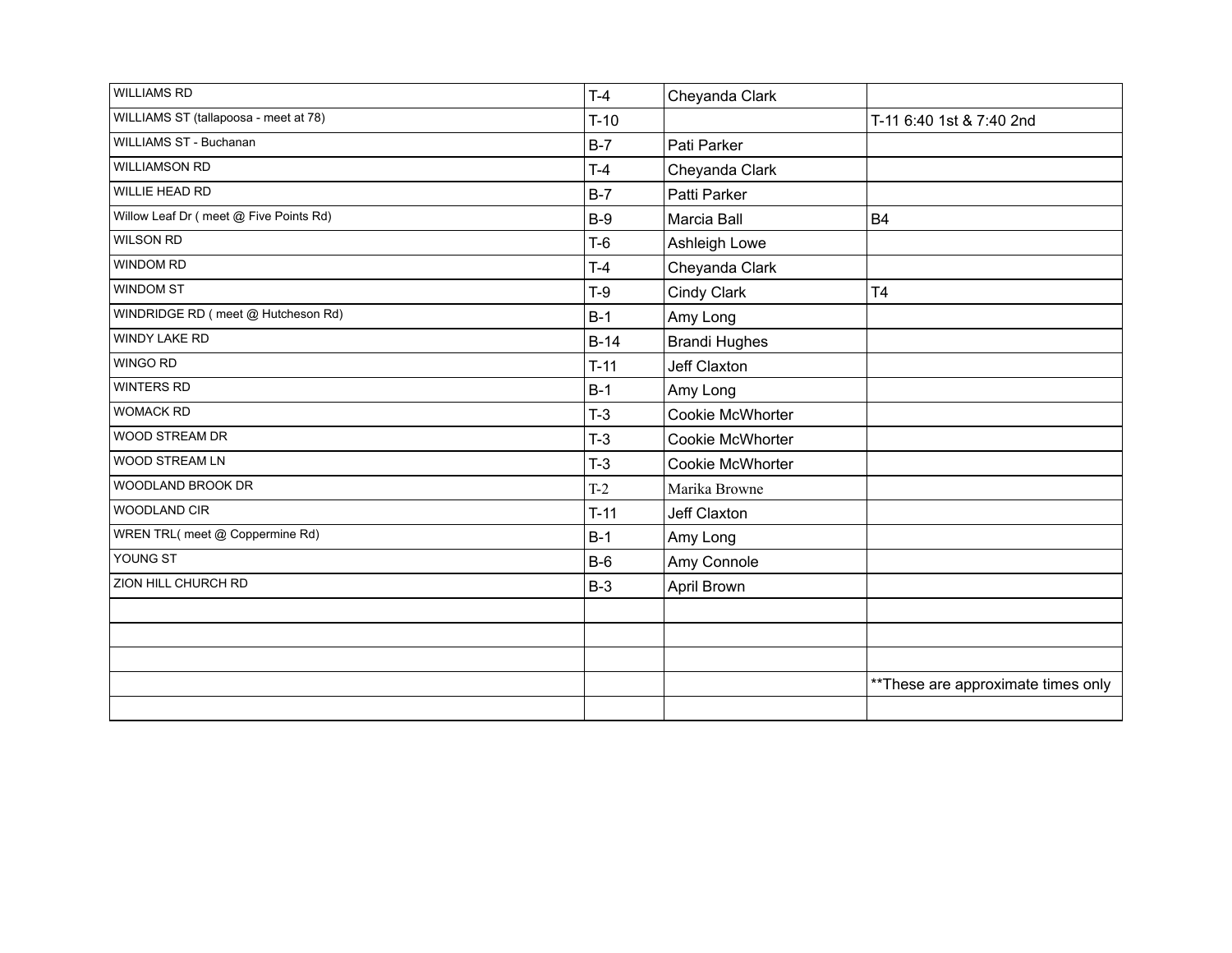| | | | |
|---|---|---|---|
| WILLIAMS RD | T-4 | Cheyanda Clark | |
| WILLIAMS ST (tallapoosa - meet at 78) | T-10 | | T-11 6:40 1st & 7:40 2nd |
| WILLIAMS ST - Buchanan | B-7 | Pati Parker | |
| WILLIAMSON RD | T-4 | Cheyanda Clark | |
| WILLIE HEAD RD | B-7 | Patti Parker | |
| Willow Leaf Dr ( meet @ Five Points Rd) | B-9 | Marcia Ball | B4 |
| WILSON RD | T-6 | Ashleigh Lowe | |
| WINDOM RD | T-4 | Cheyanda Clark | |
| WINDOM ST | T-9 | Cindy Clark | T4 |
| WINDRIDGE RD ( meet @ Hutcheson Rd) | B-1 | Amy Long | |
| WINDY LAKE RD | B-14 | Brandi Hughes | |
| WINGO RD | T-11 | Jeff Claxton | |
| WINTERS RD | B-1 | Amy Long | |
| WOMACK RD | T-3 | Cookie McWhorter | |
| WOOD STREAM DR | T-3 | Cookie McWhorter | |
| WOOD STREAM LN | T-3 | Cookie McWhorter | |
| WOODLAND BROOK DR | T-2 | Marika Browne | |
| WOODLAND CIR | T-11 | Jeff Claxton | |
| WREN TRL( meet @ Coppermine Rd) | B-1 | Amy Long | |
| YOUNG ST | B-6 | Amy Connole | |
| ZION HILL CHURCH RD | B-3 | April Brown | |
| | | | |
| | | | |
| | | | |
| | | | **These are approximate times only |
| | | | |